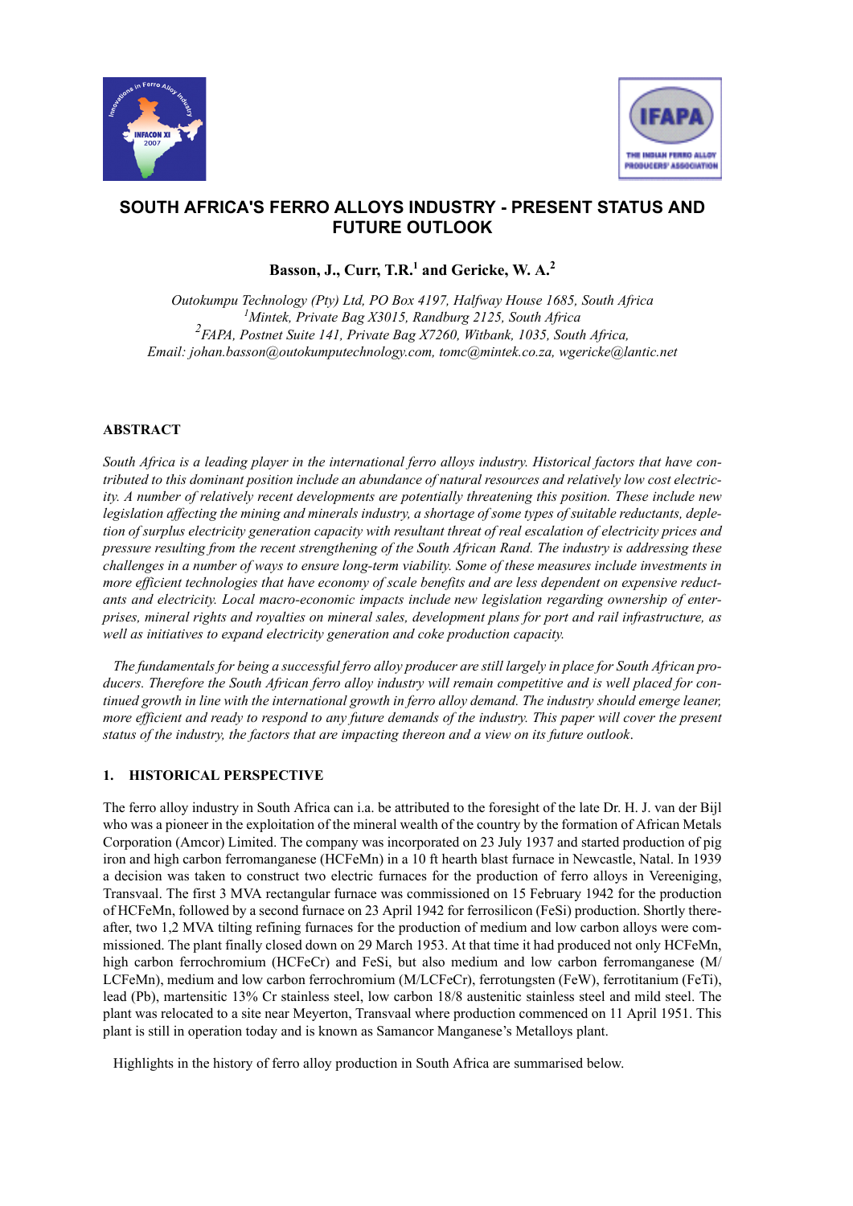# SOUTH AFRICA'S FERRO ALLOYS INDUSTRY - PRESENT STATUS AND FUTURE OUTLOOK

**Basson, J., Curr, T.R.[1] and Gericke, W. A.[2]**

*Outokumpu Technology (Pty) Ltd, PO Box 4197, Halfway House 1685, South Africa*
*[1]Mintek, Private Bag X3015, Randburg 2125, South Africa*
*[2]FAPA, Postnet Suite 141, Private Bag X7260, Witbank, 1035, South Africa,*
*Email: johan.basson@outokumputechnology.com, tomc@mintek.co.za, wgericke@lantic.net*

## ABSTRACT

*South Africa is a leading player in the international ferro alloys industry. Historical factors that have contributed to this dominant position include an abundance of natural resources and relatively low cost electricity. A number of relatively recent developments are potentially threatening this position. These include new legislation affecting the mining and minerals industry, a shortage of some types of suitable reductants, depletion of surplus electricity generation capacity with resultant threat of real escalation of electricity prices and pressure resulting from the recent strengthening of the South African Rand. The industry is addressing these challenges in a number of ways to ensure long-term viability. Some of these measures include investments in more efficient technologies that have economy of scale benefits and are less dependent on expensive reductants and electricity. Local macro-economic impacts include new legislation regarding ownership of enterprises, mineral rights and royalties on mineral sales, development plans for port and rail infrastructure, as well as initiatives to expand electricity generation and coke production capacity.*

*The fundamentals for being a successful ferro alloy producer are still largely in place for South African producers. Therefore the South African ferro alloy industry will remain competitive and is well placed for continued growth in line with the international growth in ferro alloy demand. The industry should emerge leaner, more efficient and ready to respond to any future demands of the industry. This paper will cover the present status of the industry, the factors that are impacting thereon and a view on its future outlook.*

## 1. HISTORICAL PERSPECTIVE

The ferro alloy industry in South Africa can i.a. be attributed to the foresight of the late Dr. H. J. van der Bijl who was a pioneer in the exploitation of the mineral wealth of the country by the formation of African Metals Corporation (Amcor) Limited. The company was incorporated on 23 July 1937 and started production of pig iron and high carbon ferromanganese (HCFeMn) in a 10 ft hearth blast furnace in Newcastle, Natal. In 1939 a decision was taken to construct two electric furnaces for the production of ferro alloys in Vereeniging, Transvaal. The first 3 MVA rectangular furnace was commissioned on 15 February 1942 for the production of HCFeMn, followed by a second furnace on 23 April 1942 for ferrosilicon (FeSi) production. Shortly thereafter, two 1,2 MVA tilting refining furnaces for the production of medium and low carbon alloys were commissioned. The plant finally closed down on 29 March 1953. At that time it had produced not only HCFeMn, high carbon ferrochromium (HCFeCr) and FeSi, but also medium and low carbon ferromanganese (M/LCFeMn), medium and low carbon ferrochromium (M/LCFeCr), ferrotungsten (FeW), ferrotitanium (FeTi), lead (Pb), martensitic 13% Cr stainless steel, low carbon 18/8 austenitic stainless steel and mild steel. The plant was relocated to a site near Meyerton, Transvaal where production commenced on 11 April 1951. This plant is still in operation today and is known as Samancor Manganese's Metalloys plant.

Highlights in the history of ferro alloy production in South Africa are summarised below.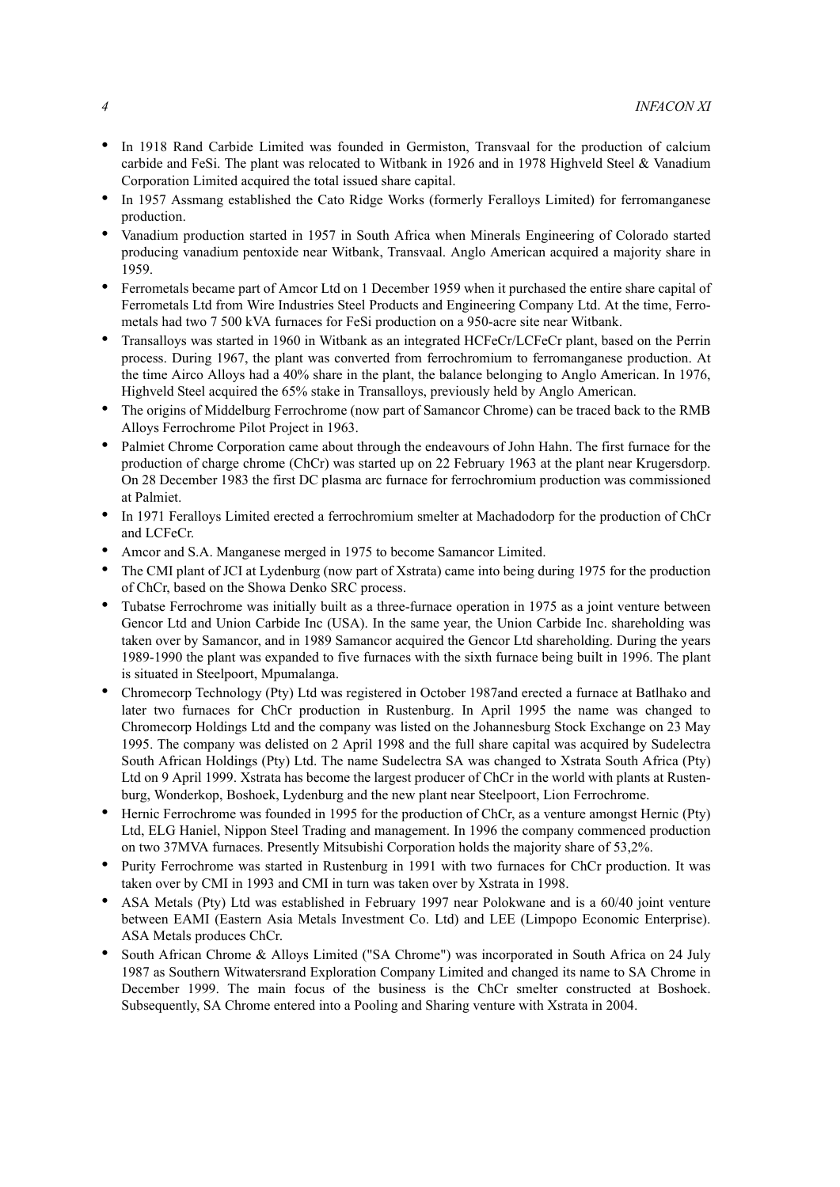- In 1918 Rand Carbide Limited was founded in Germiston, Transvaal for the production of calcium carbide and FeSi. The plant was relocated to Witbank in 1926 and in 1978 Highveld Steel & Vanadium Corporation Limited acquired the total issued share capital.
- In 1957 Assmang established the Cato Ridge Works (formerly Feralloys Limited) for ferromanganese production.
- Vanadium production started in 1957 in South Africa when Minerals Engineering of Colorado started producing vanadium pentoxide near Witbank, Transvaal. Anglo American acquired a majority share in 1959.
- Ferrometals became part of Amcor Ltd on 1 December 1959 when it purchased the entire share capital of Ferrometals Ltd from Wire Industries Steel Products and Engineering Company Ltd. At the time, Ferrometals had two 7 500 kVA furnaces for FeSi production on a 950-acre site near Witbank.
- Transalloys was started in 1960 in Witbank as an integrated HCFeCr/LCFeCr plant, based on the Perrin process. During 1967, the plant was converted from ferrochromium to ferromanganese production. At the time Airco Alloys had a 40% share in the plant, the balance belonging to Anglo American. In 1976, Highveld Steel acquired the 65% stake in Transalloys, previously held by Anglo American.
- The origins of Middelburg Ferrochrome (now part of Samancor Chrome) can be traced back to the RMB Alloys Ferrochrome Pilot Project in 1963.
- Palmiet Chrome Corporation came about through the endeavours of John Hahn. The first furnace for the production of charge chrome (ChCr) was started up on 22 February 1963 at the plant near Krugersdorp. On 28 December 1983 the first DC plasma arc furnace for ferrochromium production was commissioned at Palmiet.
- In 1971 Feralloys Limited erected a ferrochromium smelter at Machadodorp for the production of ChCr and LCFeCr.
- Amcor and S.A. Manganese merged in 1975 to become Samancor Limited.
- The CMI plant of JCI at Lydenburg (now part of Xstrata) came into being during 1975 for the production of ChCr, based on the Showa Denko SRC process.
- Tubatse Ferrochrome was initially built as a three-furnace operation in 1975 as a joint venture between Gencor Ltd and Union Carbide Inc (USA). In the same year, the Union Carbide Inc. shareholding was taken over by Samancor, and in 1989 Samancor acquired the Gencor Ltd shareholding. During the years 1989-1990 the plant was expanded to five furnaces with the sixth furnace being built in 1996. The plant is situated in Steelpoort, Mpumalanga.
- Chromecorp Technology (Pty) Ltd was registered in October 1987and erected a furnace at Batlhako and later two furnaces for ChCr production in Rustenburg. In April 1995 the name was changed to Chromecorp Holdings Ltd and the company was listed on the Johannesburg Stock Exchange on 23 May 1995. The company was delisted on 2 April 1998 and the full share capital was acquired by Sudelectra South African Holdings (Pty) Ltd. The name Sudelectra SA was changed to Xstrata South Africa (Pty) Ltd on 9 April 1999. Xstrata has become the largest producer of ChCr in the world with plants at Rustenburg, Wonderkop, Boshoek, Lydenburg and the new plant near Steelpoort, Lion Ferrochrome.
- Hernic Ferrochrome was founded in 1995 for the production of ChCr, as a venture amongst Hernic (Pty) Ltd, ELG Haniel, Nippon Steel Trading and management. In 1996 the company commenced production on two 37MVA furnaces. Presently Mitsubishi Corporation holds the majority share of 53,2%.
- Purity Ferrochrome was started in Rustenburg in 1991 with two furnaces for ChCr production. It was taken over by CMI in 1993 and CMI in turn was taken over by Xstrata in 1998.
- ASA Metals (Pty) Ltd was established in February 1997 near Polokwane and is a 60/40 joint venture between EAMI (Eastern Asia Metals Investment Co. Ltd) and LEE (Limpopo Economic Enterprise). ASA Metals produces ChCr.
- South African Chrome & Alloys Limited ("SA Chrome") was incorporated in South Africa on 24 July 1987 as Southern Witwatersrand Exploration Company Limited and changed its name to SA Chrome in December 1999. The main focus of the business is the ChCr smelter constructed at Boshoek. Subsequently, SA Chrome entered into a Pooling and Sharing venture with Xstrata in 2004.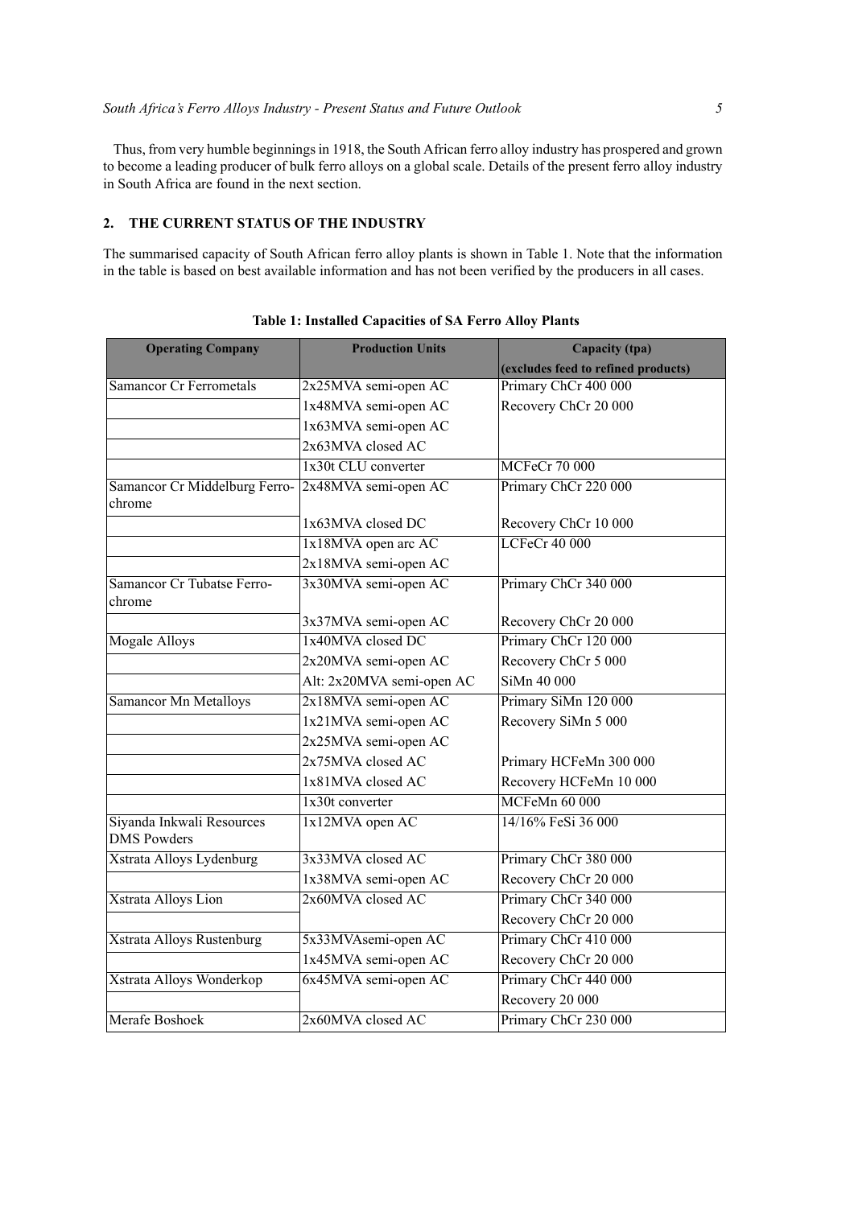Thus, from very humble beginnings in 1918, the South African ferro alloy industry has prospered and grown to become a leading producer of bulk ferro alloys on a global scale. Details of the present ferro alloy industry in South Africa are found in the next section.

## 2. THE CURRENT STATUS OF THE INDUSTRY

The summarised capacity of South African ferro alloy plants is shown in Table 1. Note that the information in the table is based on best available information and has not been verified by the producers in all cases.

**Table 1: Installed Capacities of SA Ferro Alloy Plants**

| Operating Company | Production Units | Capacity (tpa) (excludes feed to refined products) |
|---|---|---|
| Samancor Cr Ferrometals | 2x25MVA semi-open AC | Primary ChCr 400 000 |
| | 1x48MVA semi-open AC | Recovery ChCr 20 000 |
| | 1x63MVA semi-open AC | |
| | 2x63MVA closed AC | |
| | 1x30t CLU converter | MCFeCr 70 000 |
| Samancor Cr Middelburg Ferro-chrome | 2x48MVA semi-open AC | Primary ChCr 220 000 |
| | 1x63MVA closed DC | Recovery ChCr 10 000 |
| | 1x18MVA open arc AC | LCFeCr 40 000 |
| | 2x18MVA semi-open AC | |
| Samancor Cr Tubatse Ferro-chrome | 3x30MVA semi-open AC | Primary ChCr 340 000 |
| | 3x37MVA semi-open AC | Recovery ChCr 20 000 |
| Mogale Alloys | 1x40MVA closed DC | Primary ChCr 120 000 |
| | 2x20MVA semi-open AC | Recovery ChCr 5 000 |
| | Alt: 2x20MVA semi-open AC | SiMn 40 000 |
| Samancor Mn Metalloys | 2x18MVA semi-open AC | Primary SiMn 120 000 |
| | 1x21MVA semi-open AC | Recovery SiMn 5 000 |
| | 2x25MVA semi-open AC | |
| | 2x75MVA closed AC | Primary HCFeMn 300 000 |
| | 1x81MVA closed AC | Recovery HCFeMn 10 000 |
| | 1x30t converter | MCFeMn 60 000 |
| Siyanda Inkwali Resources DMS Powders | 1x12MVA open AC | 14/16% FeSi 36 000 |
| Xstrata Alloys Lydenburg | 3x33MVA closed AC | Primary ChCr 380 000 |
| | 1x38MVA semi-open AC | Recovery ChCr 20 000 |
| Xstrata Alloys Lion | 2x60MVA closed AC | Primary ChCr 340 000 |
| | | Recovery ChCr 20 000 |
| Xstrata Alloys Rustenburg | 5x33MVAsemi-open AC | Primary ChCr 410 000 |
| | 1x45MVA semi-open AC | Recovery ChCr 20 000 |
| Xstrata Alloys Wonderkop | 6x45MVA semi-open AC | Primary ChCr 440 000 |
| | | Recovery 20 000 |
| Merafe Boshoek | 2x60MVA closed AC | Primary ChCr 230 000 |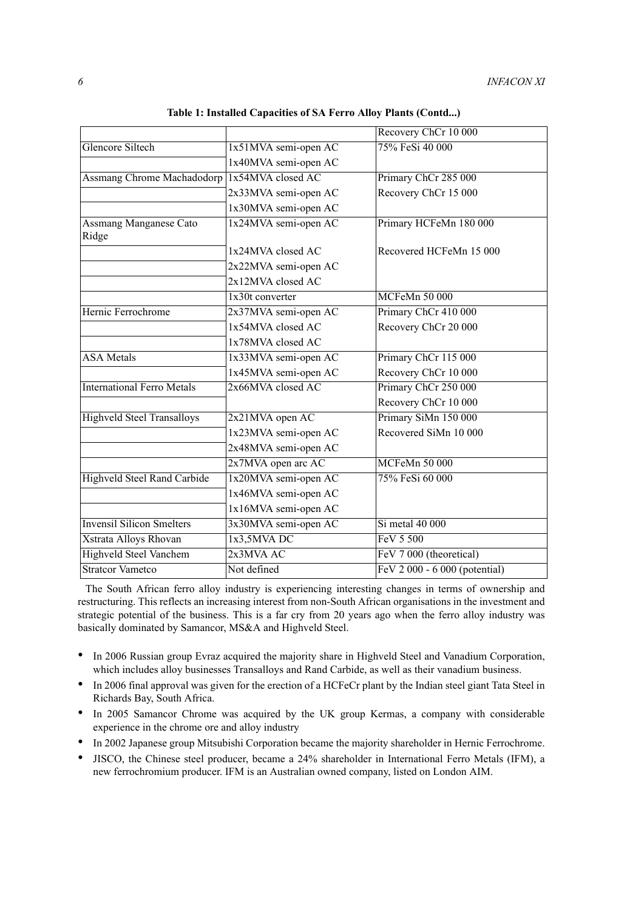**Table 1: Installed Capacities of SA Ferro Alloy Plants (Contd...)**

| | | |
|---|---|---|
| | | Recovery ChCr 10 000 |
| Glencore Siltech | 1x51MVA semi-open AC | 75% FeSi 40 000 |
| | 1x40MVA semi-open AC | |
| Assmang Chrome Machadodorp | 1x54MVA closed AC | Primary ChCr 285 000 |
| | 2x33MVA semi-open AC | Recovery ChCr 15 000 |
| | 1x30MVA semi-open AC | |
| Assmang Manganese Cato Ridge | 1x24MVA semi-open AC | Primary HCFeMn 180 000 |
| | 1x24MVA closed AC | Recovered HCFeMn 15 000 |
| | 2x22MVA semi-open AC | |
| | 2x12MVA closed AC | |
| | 1x30t converter | MCFeMn 50 000 |
| Hernic Ferrochrome | 2x37MVA semi-open AC | Primary ChCr 410 000 |
| | 1x54MVA closed AC | Recovery ChCr 20 000 |
| | 1x78MVA closed AC | |
| ASA Metals | 1x33MVA semi-open AC | Primary ChCr 115 000 |
| | 1x45MVA semi-open AC | Recovery ChCr 10 000 |
| International Ferro Metals | 2x66MVA closed AC | Primary ChCr 250 000 |
| | | Recovery ChCr 10 000 |
| Highveld Steel Transalloys | 2x21MVA open AC | Primary SiMn 150 000 |
| | 1x23MVA semi-open AC | Recovered SiMn 10 000 |
| | 2x48MVA semi-open AC | |
| | 2x7MVA open arc AC | MCFeMn 50 000 |
| Highveld Steel Rand Carbide | 1x20MVA semi-open AC | 75% FeSi 60 000 |
| | 1x46MVA semi-open AC | |
| | 1x16MVA semi-open AC | |
| Invensil Silicon Smelters | 3x30MVA semi-open AC | Si metal 40 000 |
| Xstrata Alloys Rhovan | 1x3,5MVA DC | FeV 5 500 |
| Highveld Steel Vanchem | 2x3MVA AC | FeV 7 000 (theoretical) |
| Stratcor Vametco | Not defined | FeV 2 000 - 6 000 (potential) |

The South African ferro alloy industry is experiencing interesting changes in terms of ownership and restructuring. This reflects an increasing interest from non-South African organisations in the investment and strategic potential of the business. This is a far cry from 20 years ago when the ferro alloy industry was basically dominated by Samancor, MS&A and Highveld Steel.

- In 2006 Russian group Evraz acquired the majority share in Highveld Steel and Vanadium Corporation, which includes alloy businesses Transalloys and Rand Carbide, as well as their vanadium business.
- In 2006 final approval was given for the erection of a HCFeCr plant by the Indian steel giant Tata Steel in Richards Bay, South Africa.
- In 2005 Samancor Chrome was acquired by the UK group Kermas, a company with considerable experience in the chrome ore and alloy industry
- In 2002 Japanese group Mitsubishi Corporation became the majority shareholder in Hernic Ferrochrome.
- JISCO, the Chinese steel producer, became a 24% shareholder in International Ferro Metals (IFM), a new ferrochromium producer. IFM is an Australian owned company, listed on London AIM.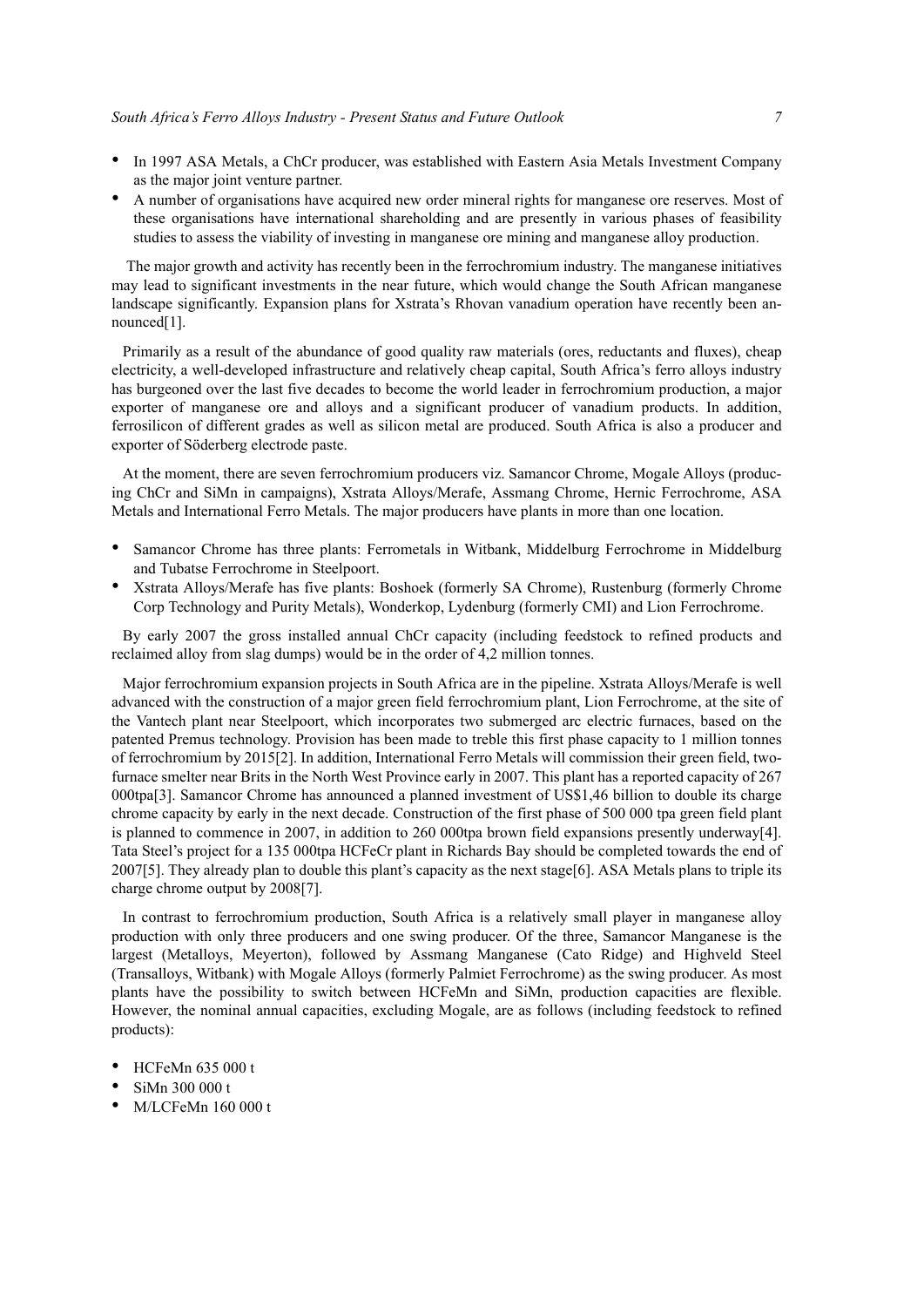- In 1997 ASA Metals, a ChCr producer, was established with Eastern Asia Metals Investment Company as the major joint venture partner.
- A number of organisations have acquired new order mineral rights for manganese ore reserves. Most of these organisations have international shareholding and are presently in various phases of feasibility studies to assess the viability of investing in manganese ore mining and manganese alloy production.

The major growth and activity has recently been in the ferrochromium industry. The manganese initiatives may lead to significant investments in the near future, which would change the South African manganese landscape significantly. Expansion plans for Xstrata's Rhovan vanadium operation have recently been announced[1].

Primarily as a result of the abundance of good quality raw materials (ores, reductants and fluxes), cheap electricity, a well-developed infrastructure and relatively cheap capital, South Africa's ferro alloys industry has burgeoned over the last five decades to become the world leader in ferrochromium production, a major exporter of manganese ore and alloys and a significant producer of vanadium products. In addition, ferrosilicon of different grades as well as silicon metal are produced. South Africa is also a producer and exporter of Söderberg electrode paste.

At the moment, there are seven ferrochromium producers viz. Samancor Chrome, Mogale Alloys (producing ChCr and SiMn in campaigns), Xstrata Alloys/Merafe, Assmang Chrome, Hernic Ferrochrome, ASA Metals and International Ferro Metals. The major producers have plants in more than one location.

- Samancor Chrome has three plants: Ferrometals in Witbank, Middelburg Ferrochrome in Middelburg and Tubatse Ferrochrome in Steelpoort.
- Xstrata Alloys/Merafe has five plants: Boshoek (formerly SA Chrome), Rustenburg (formerly Chrome Corp Technology and Purity Metals), Wonderkop, Lydenburg (formerly CMI) and Lion Ferrochrome.

By early 2007 the gross installed annual ChCr capacity (including feedstock to refined products and reclaimed alloy from slag dumps) would be in the order of 4,2 million tonnes.

Major ferrochromium expansion projects in South Africa are in the pipeline. Xstrata Alloys/Merafe is well advanced with the construction of a major green field ferrochromium plant, Lion Ferrochrome, at the site of the Vantech plant near Steelpoort, which incorporates two submerged arc electric furnaces, based on the patented Premus technology. Provision has been made to treble this first phase capacity to 1 million tonnes of ferrochromium by 2015[2]. In addition, International Ferro Metals will commission their green field, two-furnace smelter near Brits in the North West Province early in 2007. This plant has a reported capacity of 267 000tpa[3]. Samancor Chrome has announced a planned investment of US$1,46 billion to double its charge chrome capacity by early in the next decade. Construction of the first phase of 500 000 tpa green field plant is planned to commence in 2007, in addition to 260 000tpa brown field expansions presently underway[4]. Tata Steel's project for a 135 000tpa HCFeCr plant in Richards Bay should be completed towards the end of 2007[5]. They already plan to double this plant's capacity as the next stage[6]. ASA Metals plans to triple its charge chrome output by 2008[7].

In contrast to ferrochromium production, South Africa is a relatively small player in manganese alloy production with only three producers and one swing producer. Of the three, Samancor Manganese is the largest (Metalloys, Meyerton), followed by Assmang Manganese (Cato Ridge) and Highveld Steel (Transalloys, Witbank) with Mogale Alloys (formerly Palmiet Ferrochrome) as the swing producer. As most plants have the possibility to switch between HCFeMn and SiMn, production capacities are flexible. However, the nominal annual capacities, excluding Mogale, are as follows (including feedstock to refined products):

- HCFeMn 635 000 t
- SiMn 300 000 t
- M/LCFeMn 160 000 t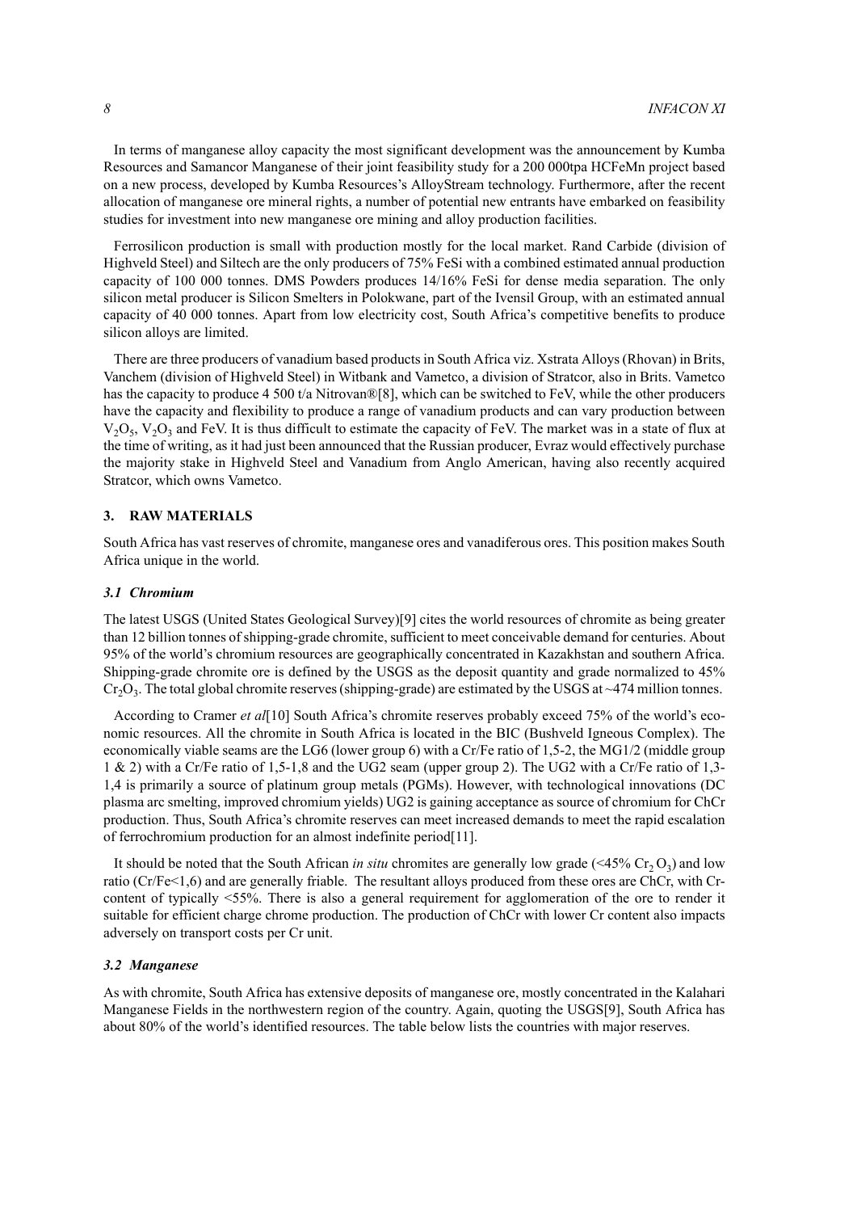In terms of manganese alloy capacity the most significant development was the announcement by Kumba Resources and Samancor Manganese of their joint feasibility study for a 200 000tpa HCFeMn project based on a new process, developed by Kumba Resources's AlloyStream technology. Furthermore, after the recent allocation of manganese ore mineral rights, a number of potential new entrants have embarked on feasibility studies for investment into new manganese ore mining and alloy production facilities.

Ferrosilicon production is small with production mostly for the local market. Rand Carbide (division of Highveld Steel) and Siltech are the only producers of 75% FeSi with a combined estimated annual production capacity of 100 000 tonnes. DMS Powders produces 14/16% FeSi for dense media separation. The only silicon metal producer is Silicon Smelters in Polokwane, part of the Ivensil Group, with an estimated annual capacity of 40 000 tonnes. Apart from low electricity cost, South Africa's competitive benefits to produce silicon alloys are limited.

There are three producers of vanadium based products in South Africa viz. Xstrata Alloys (Rhovan) in Brits, Vanchem (division of Highveld Steel) in Witbank and Vametco, a division of Stratcor, also in Brits. Vametco has the capacity to produce 4 500 t/a Nitrovan®[8], which can be switched to FeV, while the other producers have the capacity and flexibility to produce a range of vanadium products and can vary production between $V_2O_5$, $V_2O_3$ and FeV. It is thus difficult to estimate the capacity of FeV. The market was in a state of flux at the time of writing, as it had just been announced that the Russian producer, Evraz would effectively purchase the majority stake in Highveld Steel and Vanadium from Anglo American, having also recently acquired Stratcor, which owns Vametco.

## 3. RAW MATERIALS

South Africa has vast reserves of chromite, manganese ores and vanadiferous ores. This position makes South Africa unique in the world.

### *3.1 Chromium*

The latest USGS (United States Geological Survey)[9] cites the world resources of chromite as being greater than 12 billion tonnes of shipping-grade chromite, sufficient to meet conceivable demand for centuries. About 95% of the world's chromium resources are geographically concentrated in Kazakhstan and southern Africa. Shipping-grade chromite ore is defined by the USGS as the deposit quantity and grade normalized to 45% $Cr_2O_3$. The total global chromite reserves (shipping-grade) are estimated by the USGS at ~474 million tonnes.

According to Cramer *et al*[10] South Africa's chromite reserves probably exceed 75% of the world's economic resources. All the chromite in South Africa is located in the BIC (Bushveld Igneous Complex). The economically viable seams are the LG6 (lower group 6) with a Cr/Fe ratio of 1,5-2, the MG1/2 (middle group 1 & 2) with a Cr/Fe ratio of 1,5-1,8 and the UG2 seam (upper group 2). The UG2 with a Cr/Fe ratio of 1,3-1,4 is primarily a source of platinum group metals (PGMs). However, with technological innovations (DC plasma arc smelting, improved chromium yields) UG2 is gaining acceptance as source of chromium for ChCr production. Thus, South Africa's chromite reserves can meet increased demands to meet the rapid escalation of ferrochromium production for an almost indefinite period[11].

It should be noted that the South African *in situ* chromites are generally low grade (<45% $Cr_2O_3$) and low ratio (Cr/Fe<1,6) and are generally friable. The resultant alloys produced from these ores are ChCr, with Cr-content of typically <55%. There is also a general requirement for agglomeration of the ore to render it suitable for efficient charge chrome production. The production of ChCr with lower Cr content also impacts adversely on transport costs per Cr unit.

### *3.2 Manganese*

As with chromite, South Africa has extensive deposits of manganese ore, mostly concentrated in the Kalahari Manganese Fields in the northwestern region of the country. Again, quoting the USGS[9], South Africa has about 80% of the world's identified resources. The table below lists the countries with major reserves.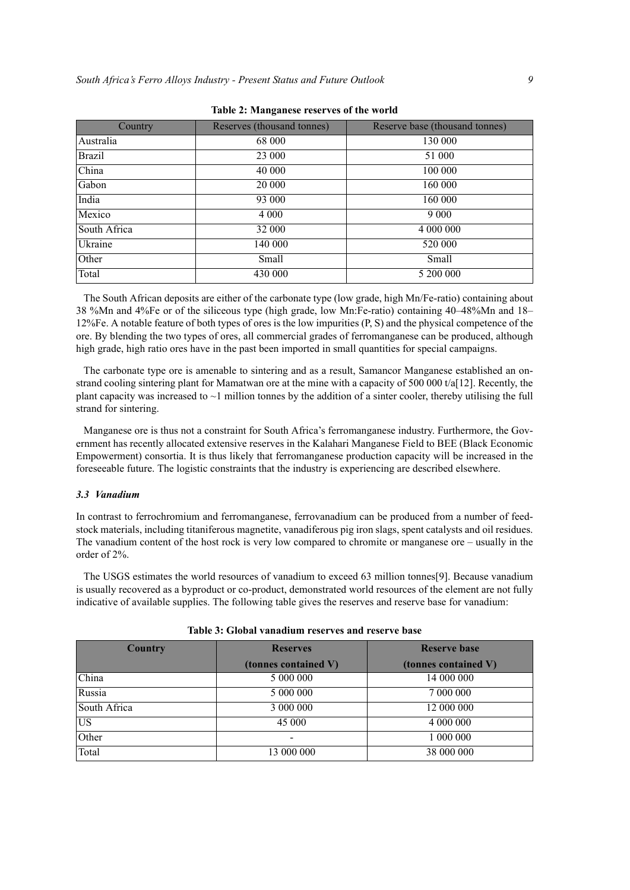**Table 2: Manganese reserves of the world**

| Country | Reserves (thousand tonnes) | Reserve base (thousand tonnes) |
|---|---|---|
| Australia | 68 000 | 130 000 |
| Brazil | 23 000 | 51 000 |
| China | 40 000 | 100 000 |
| Gabon | 20 000 | 160 000 |
| India | 93 000 | 160 000 |
| Mexico | 4 000 | 9 000 |
| South Africa | 32 000 | 4 000 000 |
| Ukraine | 140 000 | 520 000 |
| Other | Small | Small |
| Total | 430 000 | 5 200 000 |

The South African deposits are either of the carbonate type (low grade, high Mn/Fe-ratio) containing about 38 %Mn and 4%Fe or of the siliceous type (high grade, low Mn:Fe-ratio) containing 40–48%Mn and 18–12%Fe. A notable feature of both types of ores is the low impurities (P, S) and the physical competence of the ore. By blending the two types of ores, all commercial grades of ferromanganese can be produced, although high grade, high ratio ores have in the past been imported in small quantities for special campaigns.

The carbonate type ore is amenable to sintering and as a result, Samancor Manganese established an on-strand cooling sintering plant for Mamatwan ore at the mine with a capacity of 500 000 t/a[12]. Recently, the plant capacity was increased to ~1 million tonnes by the addition of a sinter cooler, thereby utilising the full strand for sintering.

Manganese ore is thus not a constraint for South Africa's ferromanganese industry. Furthermore, the Government has recently allocated extensive reserves in the Kalahari Manganese Field to BEE (Black Economic Empowerment) consortia. It is thus likely that ferromanganese production capacity will be increased in the foreseeable future. The logistic constraints that the industry is experiencing are described elsewhere.

### *3.3 Vanadium*

In contrast to ferrochromium and ferromanganese, ferrovanadium can be produced from a number of feedstock materials, including titaniferous magnetite, vanadiferous pig iron slags, spent catalysts and oil residues. The vanadium content of the host rock is very low compared to chromite or manganese ore – usually in the order of 2%.

The USGS estimates the world resources of vanadium to exceed 63 million tonnes[9]. Because vanadium is usually recovered as a byproduct or co-product, demonstrated world resources of the element are not fully indicative of available supplies. The following table gives the reserves and reserve base for vanadium:

**Table 3: Global vanadium reserves and reserve base**

| Country | Reserves (tonnes contained V) | Reserve base (tonnes contained V) |
|---|---|---|
| China | 5 000 000 | 14 000 000 |
| Russia | 5 000 000 | 7 000 000 |
| South Africa | 3 000 000 | 12 000 000 |
| US | 45 000 | 4 000 000 |
| Other | - | 1 000 000 |
| Total | 13 000 000 | 38 000 000 |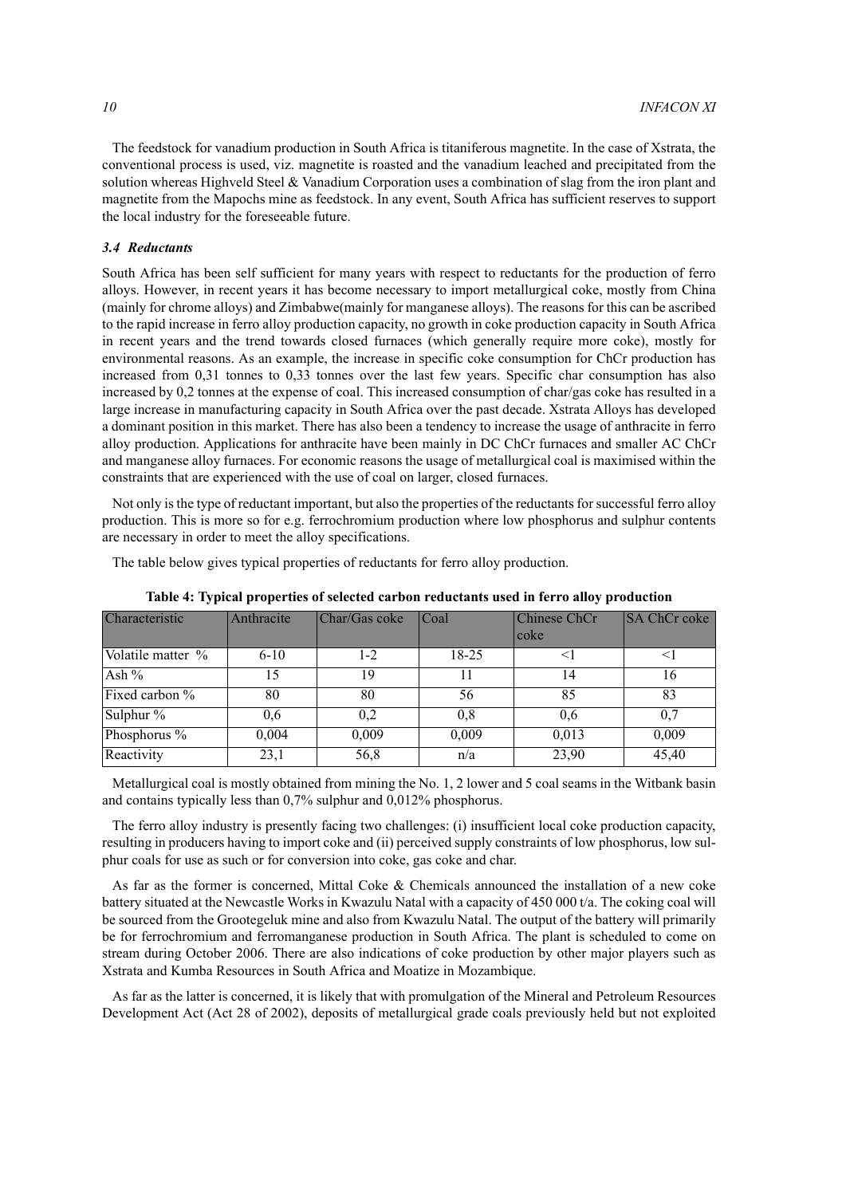The feedstock for vanadium production in South Africa is titaniferous magnetite. In the case of Xstrata, the conventional process is used, viz. magnetite is roasted and the vanadium leached and precipitated from the solution whereas Highveld Steel & Vanadium Corporation uses a combination of slag from the iron plant and magnetite from the Mapochs mine as feedstock. In any event, South Africa has sufficient reserves to support the local industry for the foreseeable future.

### *3.4 Reductants*

South Africa has been self sufficient for many years with respect to reductants for the production of ferro alloys. However, in recent years it has become necessary to import metallurgical coke, mostly from China (mainly for chrome alloys) and Zimbabwe(mainly for manganese alloys). The reasons for this can be ascribed to the rapid increase in ferro alloy production capacity, no growth in coke production capacity in South Africa in recent years and the trend towards closed furnaces (which generally require more coke), mostly for environmental reasons. As an example, the increase in specific coke consumption for ChCr production has increased from 0,31 tonnes to 0,33 tonnes over the last few years. Specific char consumption has also increased by 0,2 tonnes at the expense of coal. This increased consumption of char/gas coke has resulted in a large increase in manufacturing capacity in South Africa over the past decade. Xstrata Alloys has developed a dominant position in this market. There has also been a tendency to increase the usage of anthracite in ferro alloy production. Applications for anthracite have been mainly in DC ChCr furnaces and smaller AC ChCr and manganese alloy furnaces. For economic reasons the usage of metallurgical coal is maximised within the constraints that are experienced with the use of coal on larger, closed furnaces.

Not only is the type of reductant important, but also the properties of the reductants for successful ferro alloy production. This is more so for e.g. ferrochromium production where low phosphorus and sulphur contents are necessary in order to meet the alloy specifications.

The table below gives typical properties of reductants for ferro alloy production.

**Table 4: Typical properties of selected carbon reductants used in ferro alloy production**

| Characteristic | Anthracite | Char/Gas coke | Coal | Chinese ChCr coke | SA ChCr coke |
|---|---|---|---|---|---|
| Volatile matter % | 6-10 | 1-2 | 18-25 | <1 | <1 |
| Ash % | 15 | 19 | 11 | 14 | 16 |
| Fixed carbon % | 80 | 80 | 56 | 85 | 83 |
| Sulphur % | 0,6 | 0,2 | 0,8 | 0,6 | 0,7 |
| Phosphorus % | 0,004 | 0,009 | 0,009 | 0,013 | 0,009 |
| Reactivity | 23,1 | 56,8 | n/a | 23,90 | 45,40 |

Metallurgical coal is mostly obtained from mining the No. 1, 2 lower and 5 coal seams in the Witbank basin and contains typically less than 0,7% sulphur and 0,012% phosphorus.

The ferro alloy industry is presently facing two challenges: (i) insufficient local coke production capacity, resulting in producers having to import coke and (ii) perceived supply constraints of low phosphorus, low sulphur coals for use as such or for conversion into coke, gas coke and char.

As far as the former is concerned, Mittal Coke & Chemicals announced the installation of a new coke battery situated at the Newcastle Works in Kwazulu Natal with a capacity of 450 000 t/a. The coking coal will be sourced from the Grootegeluk mine and also from Kwazulu Natal. The output of the battery will primarily be for ferrochromium and ferromanganese production in South Africa. The plant is scheduled to come on stream during October 2006. There are also indications of coke production by other major players such as Xstrata and Kumba Resources in South Africa and Moatize in Mozambique.

As far as the latter is concerned, it is likely that with promulgation of the Mineral and Petroleum Resources Development Act (Act 28 of 2002), deposits of metallurgical grade coals previously held but not exploited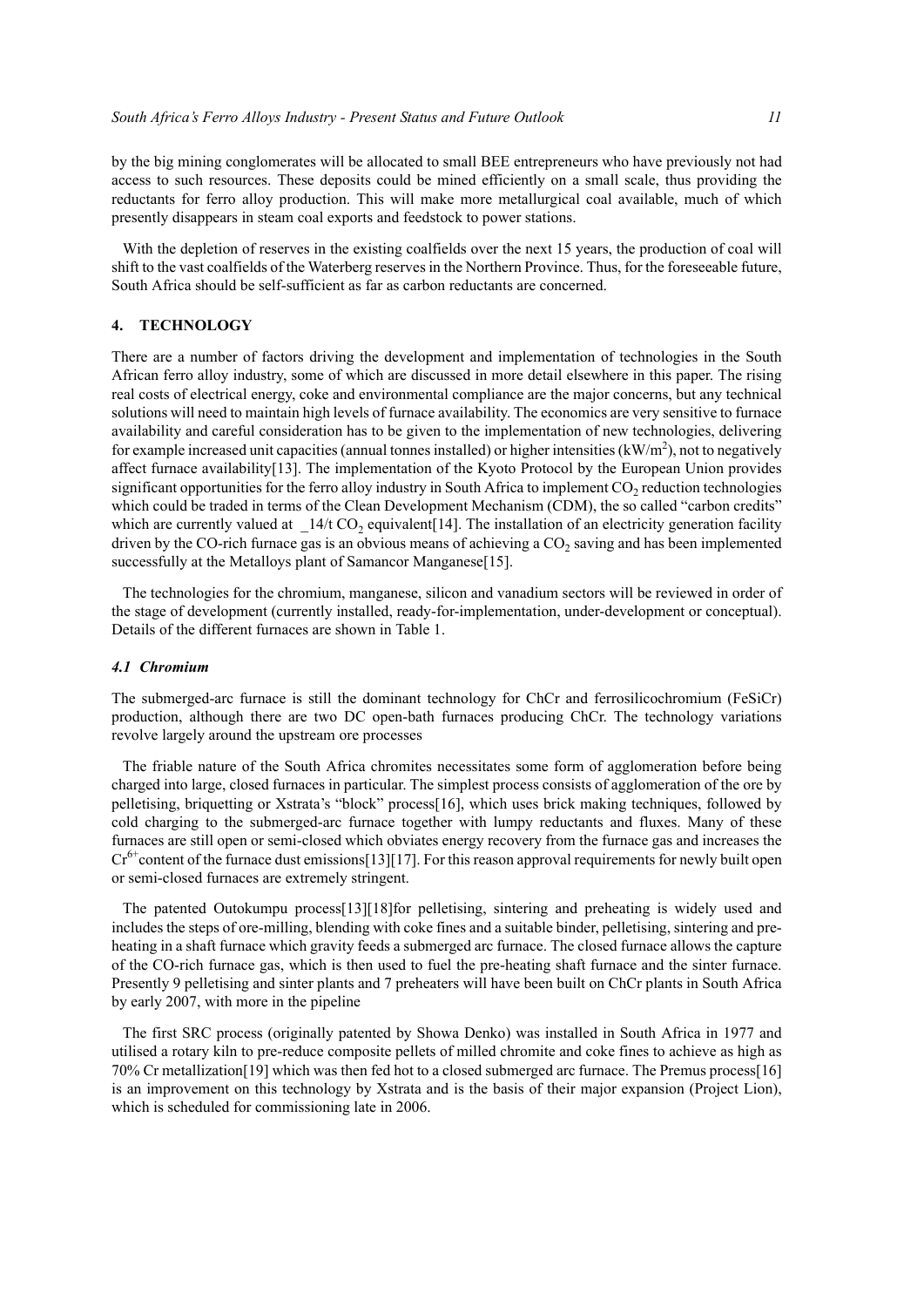by the big mining conglomerates will be allocated to small BEE entrepreneurs who have previously not had access to such resources. These deposits could be mined efficiently on a small scale, thus providing the reductants for ferro alloy production. This will make more metallurgical coal available, much of which presently disappears in steam coal exports and feedstock to power stations.

With the depletion of reserves in the existing coalfields over the next 15 years, the production of coal will shift to the vast coalfields of the Waterberg reserves in the Northern Province. Thus, for the foreseeable future, South Africa should be self-sufficient as far as carbon reductants are concerned.

## 4. TECHNOLOGY

There are a number of factors driving the development and implementation of technologies in the South African ferro alloy industry, some of which are discussed in more detail elsewhere in this paper. The rising real costs of electrical energy, coke and environmental compliance are the major concerns, but any technical solutions will need to maintain high levels of furnace availability. The economics are very sensitive to furnace availability and careful consideration has to be given to the implementation of new technologies, delivering for example increased unit capacities (annual tonnes installed) or higher intensities ($kW/m^2$), not to negatively affect furnace availability[13]. The implementation of the Kyoto Protocol by the European Union provides significant opportunities for the ferro alloy industry in South Africa to implement $CO_2$ reduction technologies which could be traded in terms of the Clean Development Mechanism (CDM), the so called "carbon credits" which are currently valued at _14/t $CO_2$ equivalent[14]. The installation of an electricity generation facility driven by the CO-rich furnace gas is an obvious means of achieving a $CO_2$ saving and has been implemented successfully at the Metalloys plant of Samancor Manganese[15].

The technologies for the chromium, manganese, silicon and vanadium sectors will be reviewed in order of the stage of development (currently installed, ready-for-implementation, under-development or conceptual). Details of the different furnaces are shown in Table 1.

### *4.1 Chromium*

The submerged-arc furnace is still the dominant technology for ChCr and ferrosilicochromium (FeSiCr) production, although there are two DC open-bath furnaces producing ChCr. The technology variations revolve largely around the upstream ore processes

The friable nature of the South Africa chromites necessitates some form of agglomeration before being charged into large, closed furnaces in particular. The simplest process consists of agglomeration of the ore by pelletising, briquetting or Xstrata's "block" process[16], which uses brick making techniques, followed by cold charging to the submerged-arc furnace together with lumpy reductants and fluxes. Many of these furnaces are still open or semi-closed which obviates energy recovery from the furnace gas and increases the $Cr^{6+}$content of the furnace dust emissions[13][17]. For this reason approval requirements for newly built open or semi-closed furnaces are extremely stringent.

The patented Outokumpu process[13][18]for pelletising, sintering and preheating is widely used and includes the steps of ore-milling, blending with coke fines and a suitable binder, pelletising, sintering and pre-heating in a shaft furnace which gravity feeds a submerged arc furnace. The closed furnace allows the capture of the CO-rich furnace gas, which is then used to fuel the pre-heating shaft furnace and the sinter furnace. Presently 9 pelletising and sinter plants and 7 preheaters will have been built on ChCr plants in South Africa by early 2007, with more in the pipeline

The first SRC process (originally patented by Showa Denko) was installed in South Africa in 1977 and utilised a rotary kiln to pre-reduce composite pellets of milled chromite and coke fines to achieve as high as 70% Cr metallization[19] which was then fed hot to a closed submerged arc furnace. The Premus process[16] is an improvement on this technology by Xstrata and is the basis of their major expansion (Project Lion), which is scheduled for commissioning late in 2006.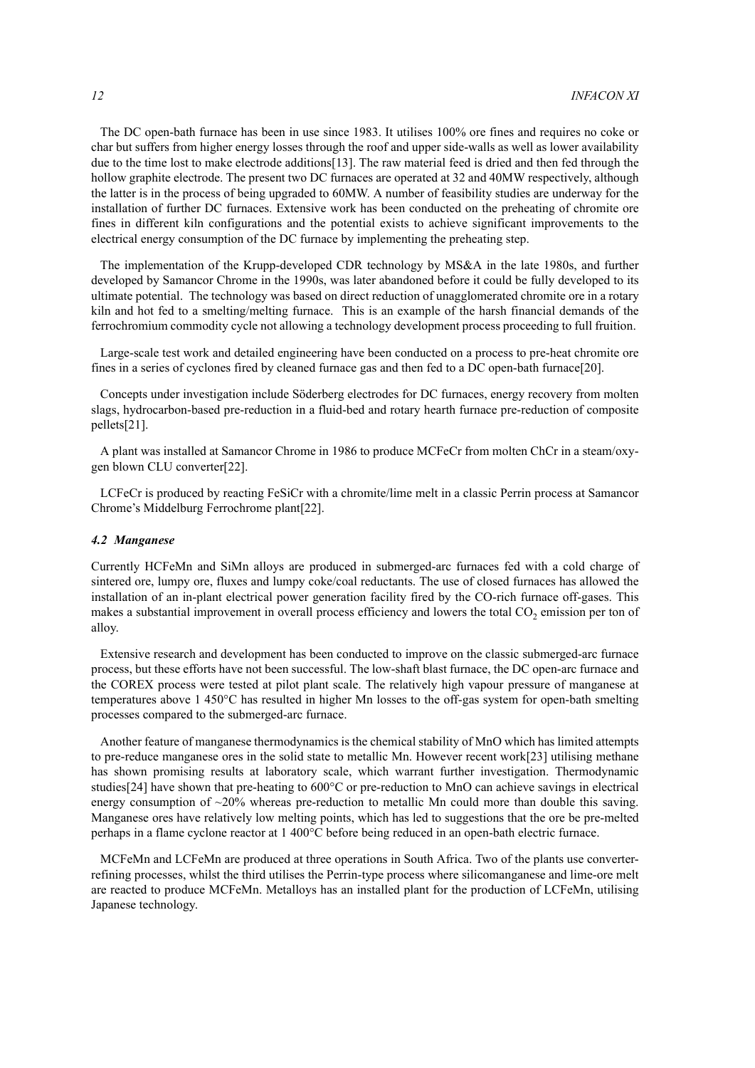The DC open-bath furnace has been in use since 1983. It utilises 100% ore fines and requires no coke or char but suffers from higher energy losses through the roof and upper side-walls as well as lower availability due to the time lost to make electrode additions[13]. The raw material feed is dried and then fed through the hollow graphite electrode. The present two DC furnaces are operated at 32 and 40MW respectively, although the latter is in the process of being upgraded to 60MW. A number of feasibility studies are underway for the installation of further DC furnaces. Extensive work has been conducted on the preheating of chromite ore fines in different kiln configurations and the potential exists to achieve significant improvements to the electrical energy consumption of the DC furnace by implementing the preheating step.

The implementation of the Krupp-developed CDR technology by MS&A in the late 1980s, and further developed by Samancor Chrome in the 1990s, was later abandoned before it could be fully developed to its ultimate potential. The technology was based on direct reduction of unagglomerated chromite ore in a rotary kiln and hot fed to a smelting/melting furnace. This is an example of the harsh financial demands of the ferrochromium commodity cycle not allowing a technology development process proceeding to full fruition.

Large-scale test work and detailed engineering have been conducted on a process to pre-heat chromite ore fines in a series of cyclones fired by cleaned furnace gas and then fed to a DC open-bath furnace[20].

Concepts under investigation include Söderberg electrodes for DC furnaces, energy recovery from molten slags, hydrocarbon-based pre-reduction in a fluid-bed and rotary hearth furnace pre-reduction of composite pellets[21].

A plant was installed at Samancor Chrome in 1986 to produce MCFeCr from molten ChCr in a steam/oxygen blown CLU converter[22].

LCFeCr is produced by reacting FeSiCr with a chromite/lime melt in a classic Perrin process at Samancor Chrome's Middelburg Ferrochrome plant[22].

### *4.2 Manganese*

Currently HCFeMn and SiMn alloys are produced in submerged-arc furnaces fed with a cold charge of sintered ore, lumpy ore, fluxes and lumpy coke/coal reductants. The use of closed furnaces has allowed the installation of an in-plant electrical power generation facility fired by the CO-rich furnace off-gases. This makes a substantial improvement in overall process efficiency and lowers the total $CO_2$ emission per ton of alloy.

Extensive research and development has been conducted to improve on the classic submerged-arc furnace process, but these efforts have not been successful. The low-shaft blast furnace, the DC open-arc furnace and the COREX process were tested at pilot plant scale. The relatively high vapour pressure of manganese at temperatures above 1 450°C has resulted in higher Mn losses to the off-gas system for open-bath smelting processes compared to the submerged-arc furnace.

Another feature of manganese thermodynamics is the chemical stability of MnO which has limited attempts to pre-reduce manganese ores in the solid state to metallic Mn. However recent work[23] utilising methane has shown promising results at laboratory scale, which warrant further investigation. Thermodynamic studies[24] have shown that pre-heating to 600°C or pre-reduction to MnO can achieve savings in electrical energy consumption of ~20% whereas pre-reduction to metallic Mn could more than double this saving. Manganese ores have relatively low melting points, which has led to suggestions that the ore be pre-melted perhaps in a flame cyclone reactor at 1 400°C before being reduced in an open-bath electric furnace.

MCFeMn and LCFeMn are produced at three operations in South Africa. Two of the plants use converter-refining processes, whilst the third utilises the Perrin-type process where silicomanganese and lime-ore melt are reacted to produce MCFeMn. Metalloys has an installed plant for the production of LCFeMn, utilising Japanese technology.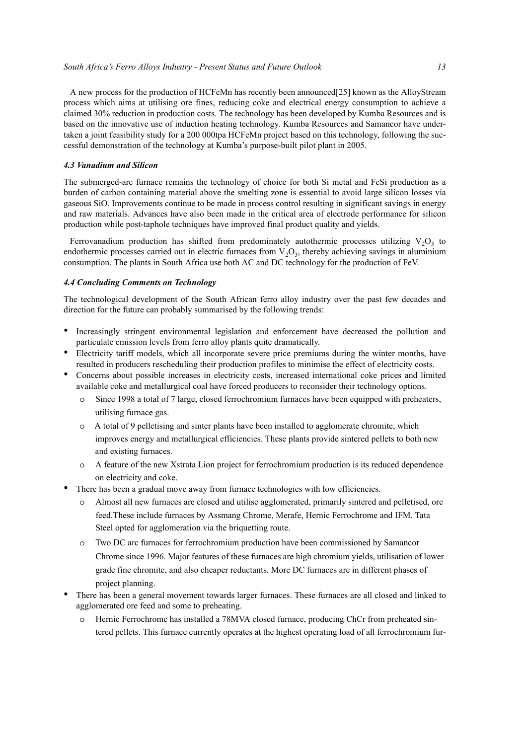A new process for the production of HCFeMn has recently been announced[25] known as the AlloyStream process which aims at utilising ore fines, reducing coke and electrical energy consumption to achieve a claimed 30% reduction in production costs. The technology has been developed by Kumba Resources and is based on the innovative use of induction heating technology. Kumba Resources and Samancor have undertaken a joint feasibility study for a 200 000tpa HCFeMn project based on this technology, following the successful demonstration of the technology at Kumba's purpose-built pilot plant in 2005.

#### *4.3 Vanadium and Silicon*

The submerged-arc furnace remains the technology of choice for both Si metal and FeSi production as a burden of carbon containing material above the smelting zone is essential to avoid large silicon losses via gaseous SiO. Improvements continue to be made in process control resulting in significant savings in energy and raw materials. Advances have also been made in the critical area of electrode performance for silicon production while post-taphole techniques have improved final product quality and yields.

Ferrovanadium production has shifted from predominately autothermic processes utilizing $V_2O_5$ to endothermic processes carried out in electric furnaces from $V_2O_3$, thereby achieving savings in aluminium consumption. The plants in South Africa use both AC and DC technology for the production of FeV.

#### *4.4 Concluding Comments on Technology*

The technological development of the South African ferro alloy industry over the past few decades and direction for the future can probably summarised by the following trends:

- Increasingly stringent environmental legislation and enforcement have decreased the pollution and particulate emission levels from ferro alloy plants quite dramatically.
- Electricity tariff models, which all incorporate severe price premiums during the winter months, have resulted in producers rescheduling their production profiles to minimise the effect of electricity costs.
- Concerns about possible increases in electricity costs, increased international coke prices and limited available coke and metallurgical coal have forced producers to reconsider their technology options.
    - Since 1998 a total of 7 large, closed ferrochromium furnaces have been equipped with preheaters, utilising furnace gas.
    - A total of 9 pelletising and sinter plants have been installed to agglomerate chromite, which improves energy and metallurgical efficiencies. These plants provide sintered pellets to both new and existing furnaces.
    - A feature of the new Xstrata Lion project for ferrochromium production is its reduced dependence on electricity and coke.
- There has been a gradual move away from furnace technologies with low efficiencies.
    - Almost all new furnaces are closed and utilise agglomerated, primarily sintered and pelletised, ore feed.These include furnaces by Assmang Chrome, Merafe, Hernic Ferrochrome and IFM. Tata Steel opted for agglomeration via the briquetting route.
    - Two DC arc furnaces for ferrochromium production have been commissioned by Samancor Chrome since 1996. Major features of these furnaces are high chromium yields, utilisation of lower grade fine chromite, and also cheaper reductants. More DC furnaces are in different phases of project planning.
- There has been a general movement towards larger furnaces. These furnaces are all closed and linked to agglomerated ore feed and some to preheating.
    - Hernic Ferrochrome has installed a 78MVA closed furnace, producing ChCr from preheated sintered pellets. This furnace currently operates at the highest operating load of all ferrochromium fur-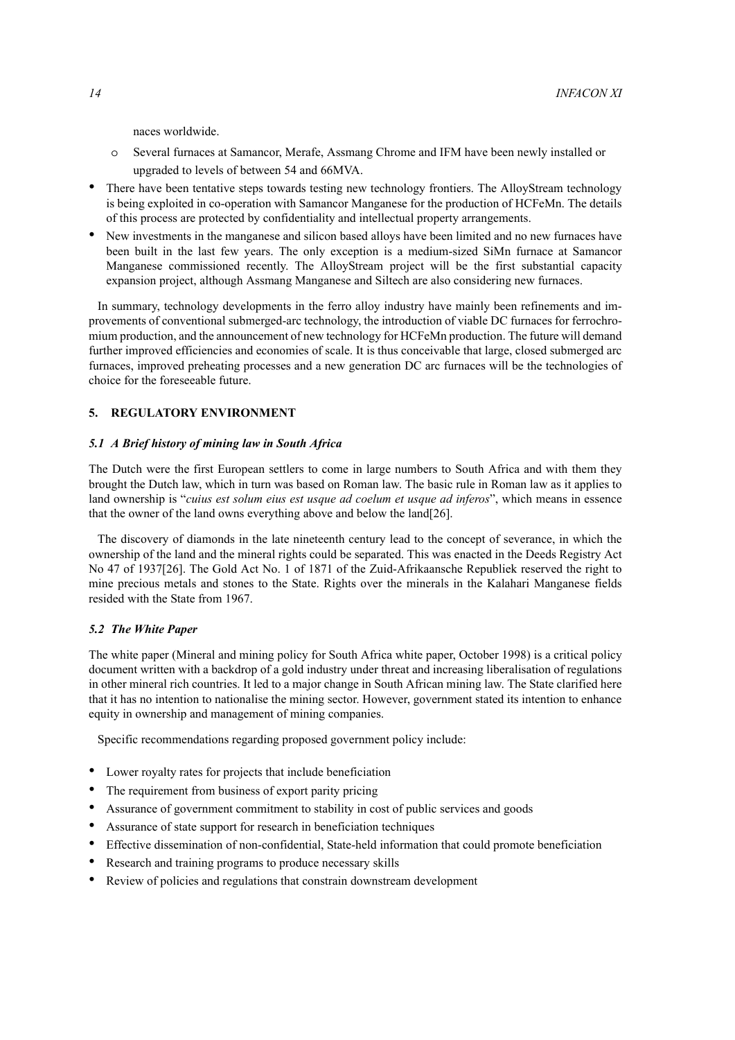naces worldwide.

  - o Several furnaces at Samancor, Merafe, Assmang Chrome and IFM have been newly installed or upgraded to levels of between 54 and 66MVA.

- There have been tentative steps towards testing new technology frontiers. The AlloyStream technology is being exploited in co-operation with Samancor Manganese for the production of HCFeMn. The details of this process are protected by confidentiality and intellectual property arrangements.
- New investments in the manganese and silicon based alloys have been limited and no new furnaces have been built in the last few years. The only exception is a medium-sized SiMn furnace at Samancor Manganese commissioned recently. The AlloyStream project will be the first substantial capacity expansion project, although Assmang Manganese and Siltech are also considering new furnaces.

In summary, technology developments in the ferro alloy industry have mainly been refinements and improvements of conventional submerged-arc technology, the introduction of viable DC furnaces for ferrochromium production, and the announcement of new technology for HCFeMn production. The future will demand further improved efficiencies and economies of scale. It is thus conceivable that large, closed submerged arc furnaces, improved preheating processes and a new generation DC arc furnaces will be the technologies of choice for the foreseeable future.

## 5. REGULATORY ENVIRONMENT

### *5.1 A Brief history of mining law in South Africa*

The Dutch were the first European settlers to come in large numbers to South Africa and with them they brought the Dutch law, which in turn was based on Roman law. The basic rule in Roman law as it applies to land ownership is "*cuius est solum eius est usque ad coelum et usque ad inferos*", which means in essence that the owner of the land owns everything above and below the land[26].

The discovery of diamonds in the late nineteenth century lead to the concept of severance, in which the ownership of the land and the mineral rights could be separated. This was enacted in the Deeds Registry Act No 47 of 1937[26]. The Gold Act No. 1 of 1871 of the Zuid-Afrikaansche Republiek reserved the right to mine precious metals and stones to the State. Rights over the minerals in the Kalahari Manganese fields resided with the State from 1967.

### *5.2 The White Paper*

The white paper (Mineral and mining policy for South Africa white paper, October 1998) is a critical policy document written with a backdrop of a gold industry under threat and increasing liberalisation of regulations in other mineral rich countries. It led to a major change in South African mining law. The State clarified here that it has no intention to nationalise the mining sector. However, government stated its intention to enhance equity in ownership and management of mining companies.

Specific recommendations regarding proposed government policy include:

- Lower royalty rates for projects that include beneficiation
- The requirement from business of export parity pricing
- Assurance of government commitment to stability in cost of public services and goods
- Assurance of state support for research in beneficiation techniques
- Effective dissemination of non-confidential, State-held information that could promote beneficiation
- Research and training programs to produce necessary skills
- Review of policies and regulations that constrain downstream development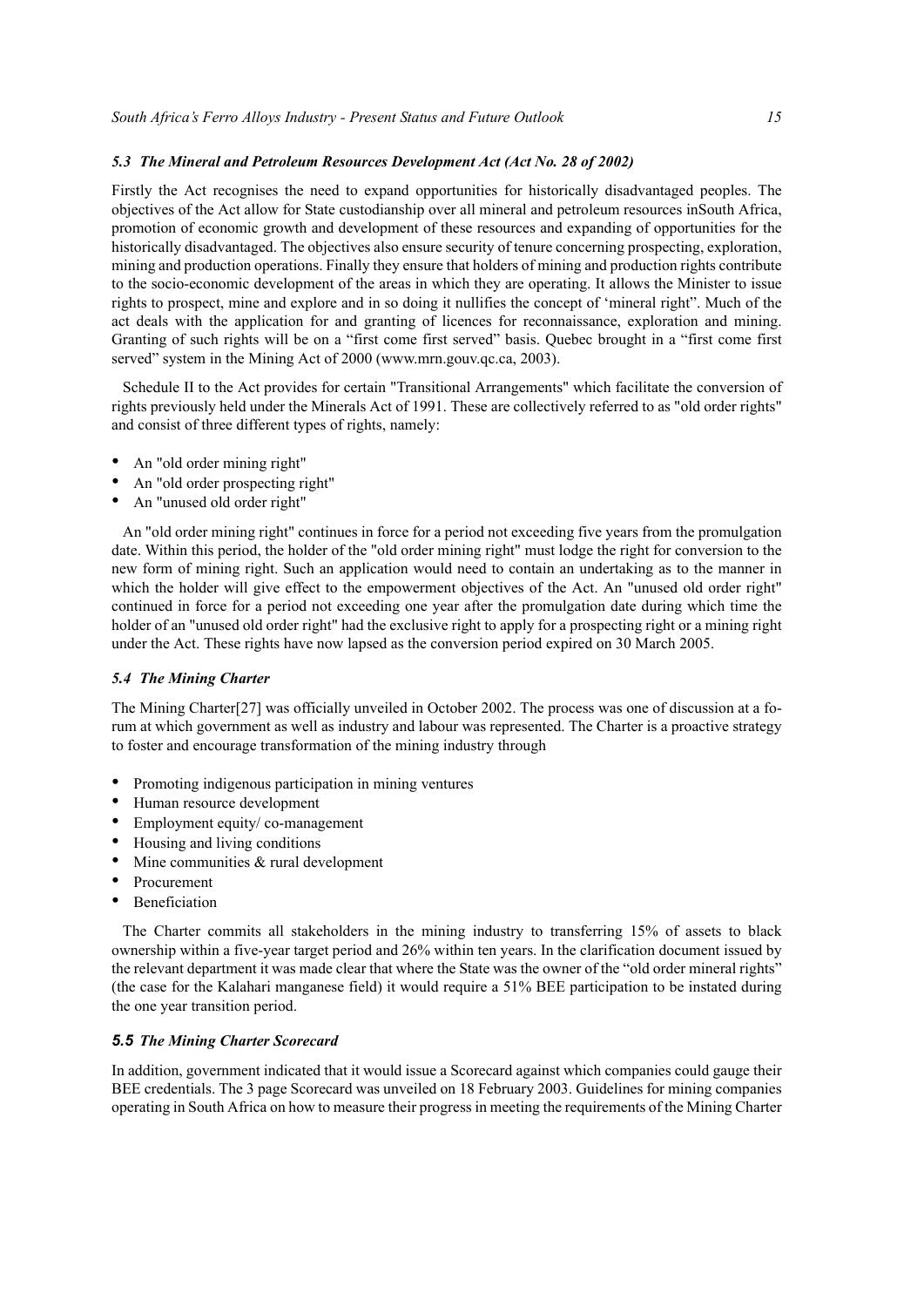### *5.3 The Mineral and Petroleum Resources Development Act (Act No. 28 of 2002)*

Firstly the Act recognises the need to expand opportunities for historically disadvantaged peoples. The objectives of the Act allow for State custodianship over all mineral and petroleum resources inSouth Africa, promotion of economic growth and development of these resources and expanding of opportunities for the historically disadvantaged. The objectives also ensure security of tenure concerning prospecting, exploration, mining and production operations. Finally they ensure that holders of mining and production rights contribute to the socio-economic development of the areas in which they are operating. It allows the Minister to issue rights to prospect, mine and explore and in so doing it nullifies the concept of 'mineral right". Much of the act deals with the application for and granting of licences for reconnaissance, exploration and mining. Granting of such rights will be on a "first come first served" basis. Quebec brought in a "first come first served" system in the Mining Act of 2000 (www.mrn.gouv.qc.ca, 2003).

Schedule II to the Act provides for certain "Transitional Arrangements" which facilitate the conversion of rights previously held under the Minerals Act of 1991. These are collectively referred to as "old order rights" and consist of three different types of rights, namely:

- An "old order mining right"
- An "old order prospecting right"
- An "unused old order right"

An "old order mining right" continues in force for a period not exceeding five years from the promulgation date. Within this period, the holder of the "old order mining right" must lodge the right for conversion to the new form of mining right. Such an application would need to contain an undertaking as to the manner in which the holder will give effect to the empowerment objectives of the Act. An "unused old order right" continued in force for a period not exceeding one year after the promulgation date during which time the holder of an "unused old order right" had the exclusive right to apply for a prospecting right or a mining right under the Act. These rights have now lapsed as the conversion period expired on 30 March 2005.

### *5.4 The Mining Charter*

The Mining Charter[27] was officially unveiled in October 2002. The process was one of discussion at a forum at which government as well as industry and labour was represented. The Charter is a proactive strategy to foster and encourage transformation of the mining industry through

- Promoting indigenous participation in mining ventures
- Human resource development
- Employment equity/ co-management
- Housing and living conditions
- Mine communities & rural development
- Procurement
- Beneficiation

The Charter commits all stakeholders in the mining industry to transferring 15% of assets to black ownership within a five-year target period and 26% within ten years. In the clarification document issued by the relevant department it was made clear that where the State was the owner of the "old order mineral rights" (the case for the Kalahari manganese field) it would require a 51% BEE participation to be instated during the one year transition period.

### *5.5 The Mining Charter Scorecard*

In addition, government indicated that it would issue a Scorecard against which companies could gauge their BEE credentials. The 3 page Scorecard was unveiled on 18 February 2003. Guidelines for mining companies operating in South Africa on how to measure their progress in meeting the requirements of the Mining Charter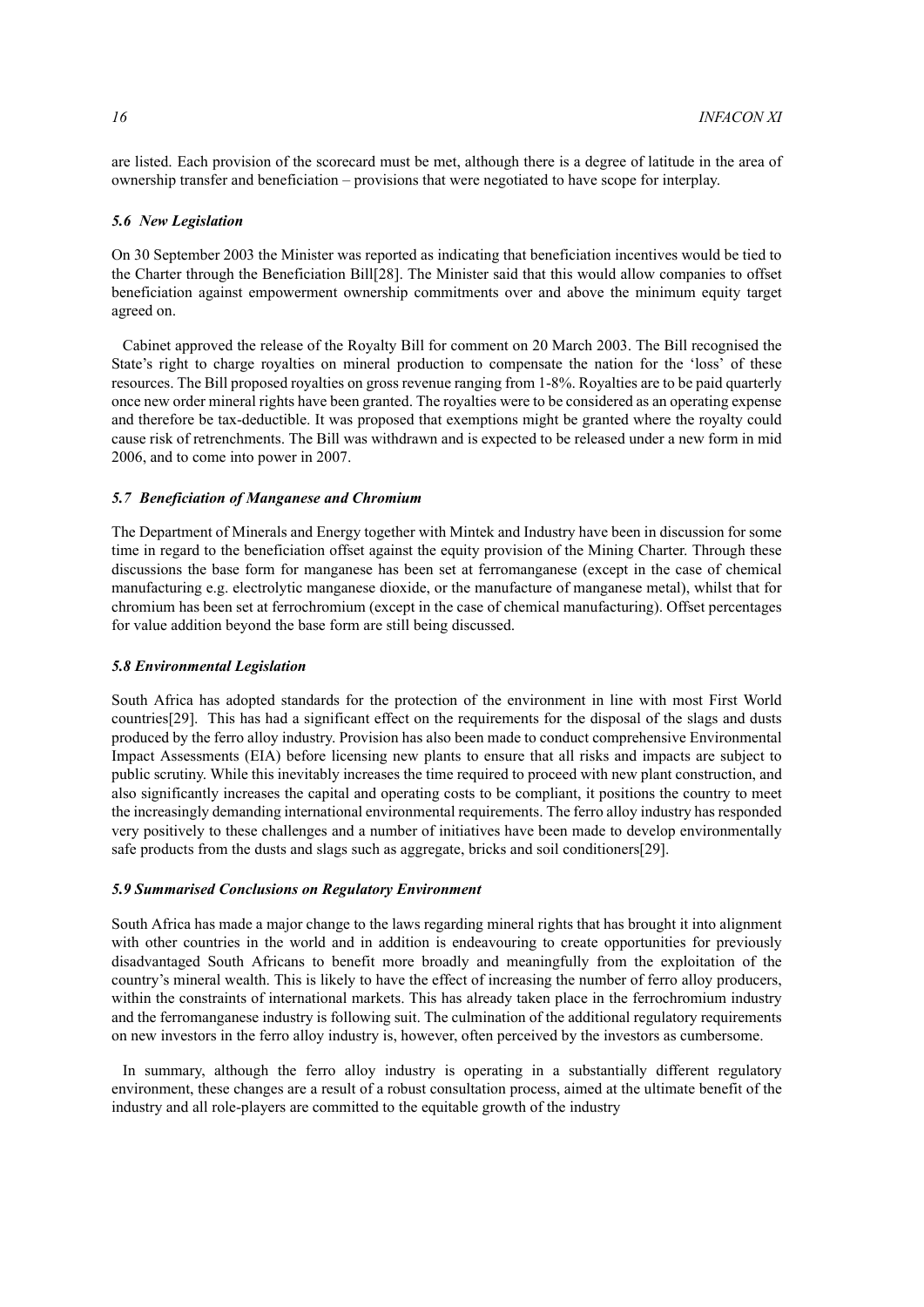are listed. Each provision of the scorecard must be met, although there is a degree of latitude in the area of ownership transfer and beneficiation – provisions that were negotiated to have scope for interplay.

### *5.6 New Legislation*

On 30 September 2003 the Minister was reported as indicating that beneficiation incentives would be tied to the Charter through the Beneficiation Bill[28]. The Minister said that this would allow companies to offset beneficiation against empowerment ownership commitments over and above the minimum equity target agreed on.

Cabinet approved the release of the Royalty Bill for comment on 20 March 2003. The Bill recognised the State's right to charge royalties on mineral production to compensate the nation for the 'loss' of these resources. The Bill proposed royalties on gross revenue ranging from 1-8%. Royalties are to be paid quarterly once new order mineral rights have been granted. The royalties were to be considered as an operating expense and therefore be tax-deductible. It was proposed that exemptions might be granted where the royalty could cause risk of retrenchments. The Bill was withdrawn and is expected to be released under a new form in mid 2006, and to come into power in 2007.

### *5.7 Beneficiation of Manganese and Chromium*

The Department of Minerals and Energy together with Mintek and Industry have been in discussion for some time in regard to the beneficiation offset against the equity provision of the Mining Charter. Through these discussions the base form for manganese has been set at ferromanganese (except in the case of chemical manufacturing e.g. electrolytic manganese dioxide, or the manufacture of manganese metal), whilst that for chromium has been set at ferrochromium (except in the case of chemical manufacturing). Offset percentages for value addition beyond the base form are still being discussed.

### *5.8 Environmental Legislation*

South Africa has adopted standards for the protection of the environment in line with most First World countries[29]. This has had a significant effect on the requirements for the disposal of the slags and dusts produced by the ferro alloy industry. Provision has also been made to conduct comprehensive Environmental Impact Assessments (EIA) before licensing new plants to ensure that all risks and impacts are subject to public scrutiny. While this inevitably increases the time required to proceed with new plant construction, and also significantly increases the capital and operating costs to be compliant, it positions the country to meet the increasingly demanding international environmental requirements. The ferro alloy industry has responded very positively to these challenges and a number of initiatives have been made to develop environmentally safe products from the dusts and slags such as aggregate, bricks and soil conditioners[29].

### *5.9 Summarised Conclusions on Regulatory Environment*

South Africa has made a major change to the laws regarding mineral rights that has brought it into alignment with other countries in the world and in addition is endeavouring to create opportunities for previously disadvantaged South Africans to benefit more broadly and meaningfully from the exploitation of the country's mineral wealth. This is likely to have the effect of increasing the number of ferro alloy producers, within the constraints of international markets. This has already taken place in the ferrochromium industry and the ferromanganese industry is following suit. The culmination of the additional regulatory requirements on new investors in the ferro alloy industry is, however, often perceived by the investors as cumbersome.

In summary, although the ferro alloy industry is operating in a substantially different regulatory environment, these changes are a result of a robust consultation process, aimed at the ultimate benefit of the industry and all role-players are committed to the equitable growth of the industry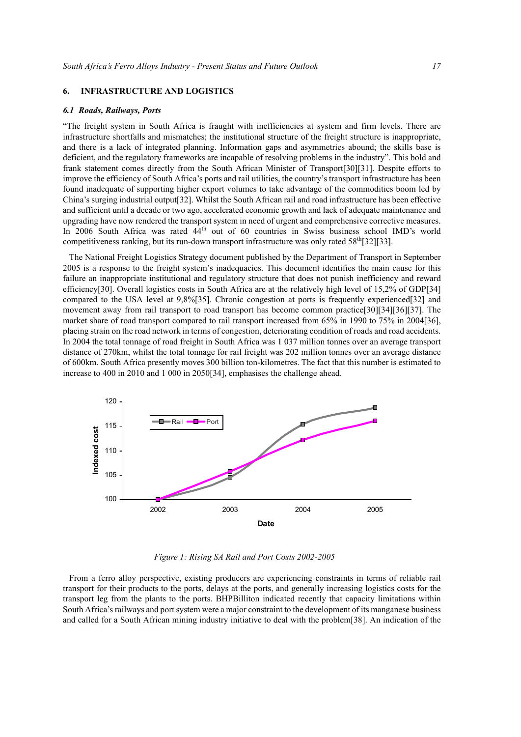## 6. INFRASTRUCTURE AND LOGISTICS

### *6.1 Roads, Railways, Ports*

"The freight system in South Africa is fraught with inefficiencies at system and firm levels. There are infrastructure shortfalls and mismatches; the institutional structure of the freight structure is inappropriate, and there is a lack of integrated planning. Information gaps and asymmetries abound; the skills base is deficient, and the regulatory frameworks are incapable of resolving problems in the industry". This bold and frank statement comes directly from the South African Minister of Transport[30][31]. Despite efforts to improve the efficiency of South Africa's ports and rail utilities, the country's transport infrastructure has been found inadequate of supporting higher export volumes to take advantage of the commodities boom led by China's surging industrial output[32]. Whilst the South African rail and road infrastructure has been effective and sufficient until a decade or two ago, accelerated economic growth and lack of adequate maintenance and upgrading have now rendered the transport system in need of urgent and comprehensive corrective measures. In 2006 South Africa was rated 44$^{th}$ out of 60 countries in Swiss business school IMD's world competitiveness ranking, but its run-down transport infrastructure was only rated 58$^{th}$[32][33].

The National Freight Logistics Strategy document published by the Department of Transport in September 2005 is a response to the freight system's inadequacies. This document identifies the main cause for this failure an inappropriate institutional and regulatory structure that does not punish inefficiency and reward efficiency[30]. Overall logistics costs in South Africa are at the relatively high level of 15,2% of GDP[34] compared to the USA level at 9,8%[35]. Chronic congestion at ports is frequently experienced[32] and movement away from rail transport to road transport has become common practice[30][34][36][37]. The market share of road transport compared to rail transport increased from 65% in 1990 to 75% in 2004[36], placing strain on the road network in terms of congestion, deteriorating condition of roads and road accidents. In 2004 the total tonnage of road freight in South Africa was 1 037 million tonnes over an average transport distance of 270km, whilst the total tonnage for rail freight was 202 million tonnes over an average distance of 600km. South Africa presently moves 300 billion ton-kilometres. The fact that this number is estimated to increase to 400 in 2010 and 1 000 in 2050[34], emphasises the challenge ahead.

Rail
Port
Indexed cost
120
115
110
105
100
2002
2003
2004
2005
Date

*Figure 1: Rising SA Rail and Port Costs 2002-2005*

From a ferro alloy perspective, existing producers are experiencing constraints in terms of reliable rail transport for their products to the ports, delays at the ports, and generally increasing logistics costs for the transport leg from the plants to the ports. BHPBilliton indicated recently that capacity limitations within South Africa's railways and port system were a major constraint to the development of its manganese business and called for a South African mining industry initiative to deal with the problem[38]. An indication of the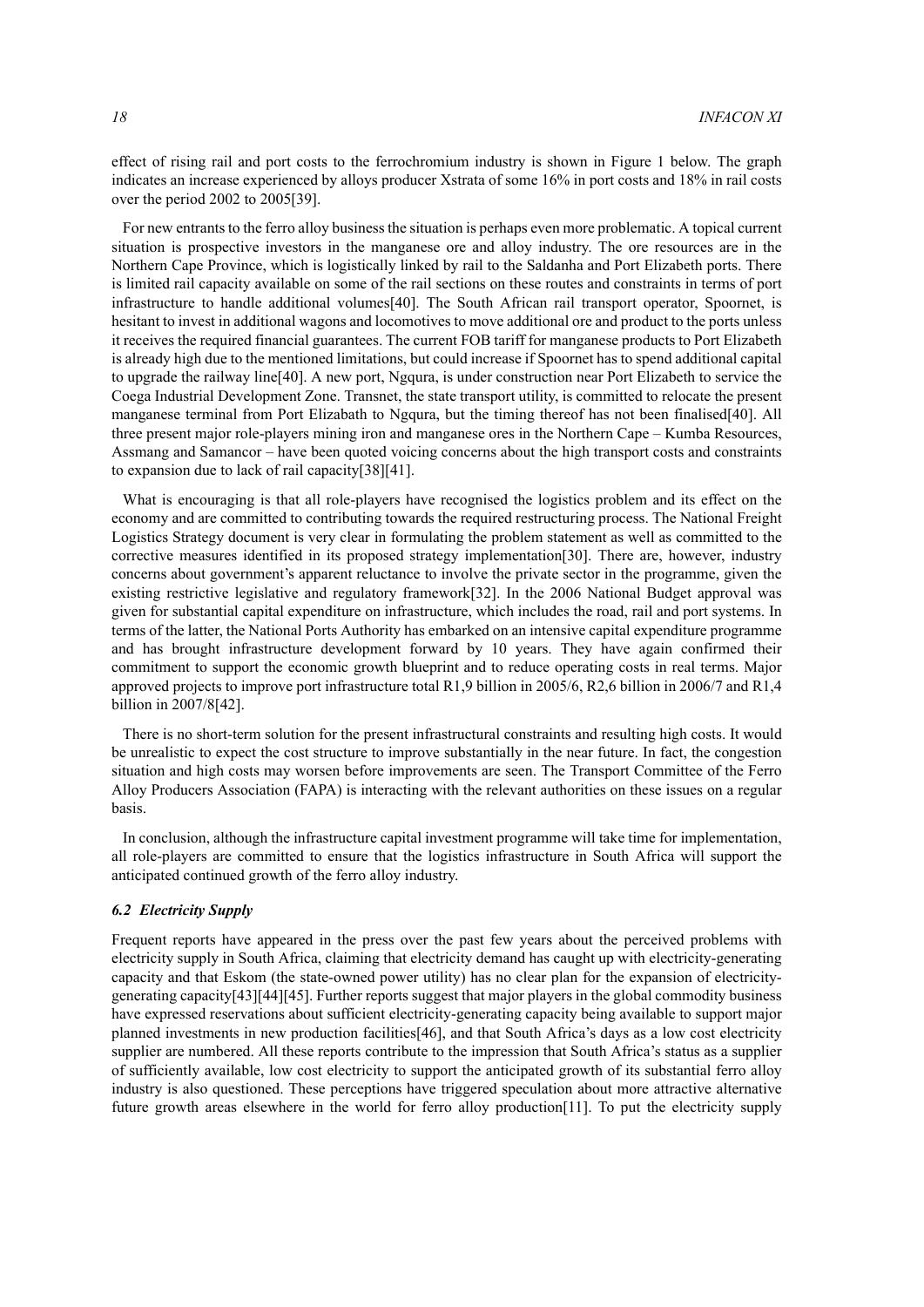effect of rising rail and port costs to the ferrochromium industry is shown in Figure 1 below. The graph indicates an increase experienced by alloys producer Xstrata of some 16% in port costs and 18% in rail costs over the period 2002 to 2005[39].

For new entrants to the ferro alloy business the situation is perhaps even more problematic. A topical current situation is prospective investors in the manganese ore and alloy industry. The ore resources are in the Northern Cape Province, which is logistically linked by rail to the Saldanha and Port Elizabeth ports. There is limited rail capacity available on some of the rail sections on these routes and constraints in terms of port infrastructure to handle additional volumes[40]. The South African rail transport operator, Spoornet, is hesitant to invest in additional wagons and locomotives to move additional ore and product to the ports unless it receives the required financial guarantees. The current FOB tariff for manganese products to Port Elizabeth is already high due to the mentioned limitations, but could increase if Spoornet has to spend additional capital to upgrade the railway line[40]. A new port, Ngqura, is under construction near Port Elizabeth to service the Coega Industrial Development Zone. Transnet, the state transport utility, is committed to relocate the present manganese terminal from Port Elizabath to Ngqura, but the timing thereof has not been finalised[40]. All three present major role-players mining iron and manganese ores in the Northern Cape – Kumba Resources, Assmang and Samancor – have been quoted voicing concerns about the high transport costs and constraints to expansion due to lack of rail capacity[38][41].

What is encouraging is that all role-players have recognised the logistics problem and its effect on the economy and are committed to contributing towards the required restructuring process. The National Freight Logistics Strategy document is very clear in formulating the problem statement as well as committed to the corrective measures identified in its proposed strategy implementation[30]. There are, however, industry concerns about government's apparent reluctance to involve the private sector in the programme, given the existing restrictive legislative and regulatory framework[32]. In the 2006 National Budget approval was given for substantial capital expenditure on infrastructure, which includes the road, rail and port systems. In terms of the latter, the National Ports Authority has embarked on an intensive capital expenditure programme and has brought infrastructure development forward by 10 years. They have again confirmed their commitment to support the economic growth blueprint and to reduce operating costs in real terms. Major approved projects to improve port infrastructure total R1,9 billion in 2005/6, R2,6 billion in 2006/7 and R1,4 billion in 2007/8[42].

There is no short-term solution for the present infrastructural constraints and resulting high costs. It would be unrealistic to expect the cost structure to improve substantially in the near future. In fact, the congestion situation and high costs may worsen before improvements are seen. The Transport Committee of the Ferro Alloy Producers Association (FAPA) is interacting with the relevant authorities on these issues on a regular basis.

In conclusion, although the infrastructure capital investment programme will take time for implementation, all role-players are committed to ensure that the logistics infrastructure in South Africa will support the anticipated continued growth of the ferro alloy industry.

### *6.2 Electricity Supply*

Frequent reports have appeared in the press over the past few years about the perceived problems with electricity supply in South Africa, claiming that electricity demand has caught up with electricity-generating capacity and that Eskom (the state-owned power utility) has no clear plan for the expansion of electricity-generating capacity[43][44][45]. Further reports suggest that major players in the global commodity business have expressed reservations about sufficient electricity-generating capacity being available to support major planned investments in new production facilities[46], and that South Africa's days as a low cost electricity supplier are numbered. All these reports contribute to the impression that South Africa's status as a supplier of sufficiently available, low cost electricity to support the anticipated growth of its substantial ferro alloy industry is also questioned. These perceptions have triggered speculation about more attractive alternative future growth areas elsewhere in the world for ferro alloy production[11]. To put the electricity supply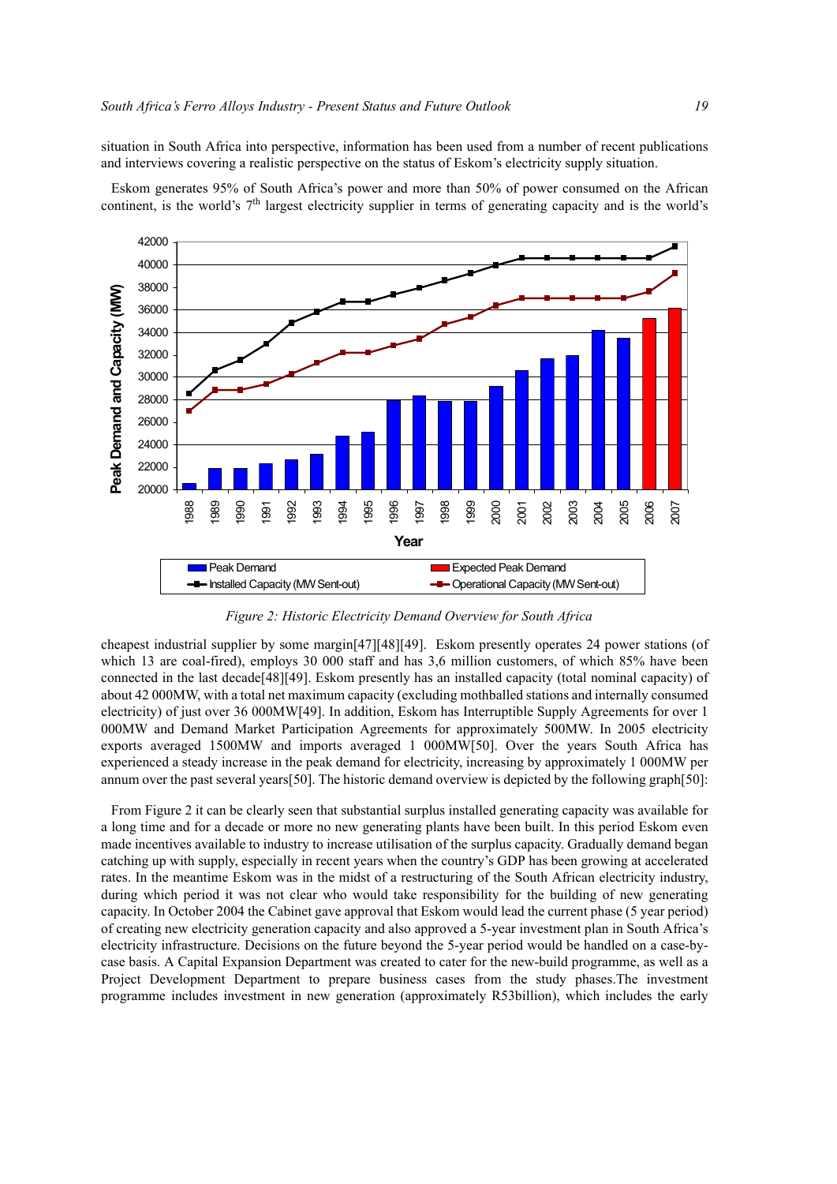situation in South Africa into perspective, information has been used from a number of recent publications and interviews covering a realistic perspective on the status of Eskom's electricity supply situation.

Eskom generates 95% of South Africa's power and more than 50% of power consumed on the African continent, is the world's 7th largest electricity supplier in terms of generating capacity and is the world's

42000
40000
38000
36000
34000
32000
30000
28000
26000
24000
22000
20000

Peak Demand and Capacity (MW)

1988 1989 1990 1991 1992 1993 1994 1995 1996 1997 1998 1999 2000 2001 2002 2003 2004 2005 2006 2007

Year

Peak Demand
Expected Peak Demand
Installed Capacity (MW Sent-out)
Operational Capacity (MW Sent-out)

*Figure 2: Historic Electricity Demand Overview for South Africa*

cheapest industrial supplier by some margin[47][48][49]. Eskom presently operates 24 power stations (of which 13 are coal-fired), employs 30 000 staff and has 3,6 million customers, of which 85% have been connected in the last decade[48][49]. Eskom presently has an installed capacity (total nominal capacity) of about 42 000MW, with a total net maximum capacity (excluding mothballed stations and internally consumed electricity) of just over 36 000MW[49]. In addition, Eskom has Interruptible Supply Agreements for over 1 000MW and Demand Market Participation Agreements for approximately 500MW. In 2005 electricity exports averaged 1500MW and imports averaged 1 000MW[50]. Over the years South Africa has experienced a steady increase in the peak demand for electricity, increasing by approximately 1 000MW per annum over the past several years[50]. The historic demand overview is depicted by the following graph[50]:

From Figure 2 it can be clearly seen that substantial surplus installed generating capacity was available for a long time and for a decade or more no new generating plants have been built. In this period Eskom even made incentives available to industry to increase utilisation of the surplus capacity. Gradually demand began catching up with supply, especially in recent years when the country's GDP has been growing at accelerated rates. In the meantime Eskom was in the midst of a restructuring of the South African electricity industry, during which period it was not clear who would take responsibility for the building of new generating capacity. In October 2004 the Cabinet gave approval that Eskom would lead the current phase (5 year period) of creating new electricity generation capacity and also approved a 5-year investment plan in South Africa's electricity infrastructure. Decisions on the future beyond the 5-year period would be handled on a case-by-case basis. A Capital Expansion Department was created to cater for the new-build programme, as well as a Project Development Department to prepare business cases from the study phases.The investment programme includes investment in new generation (approximately R53billion), which includes the early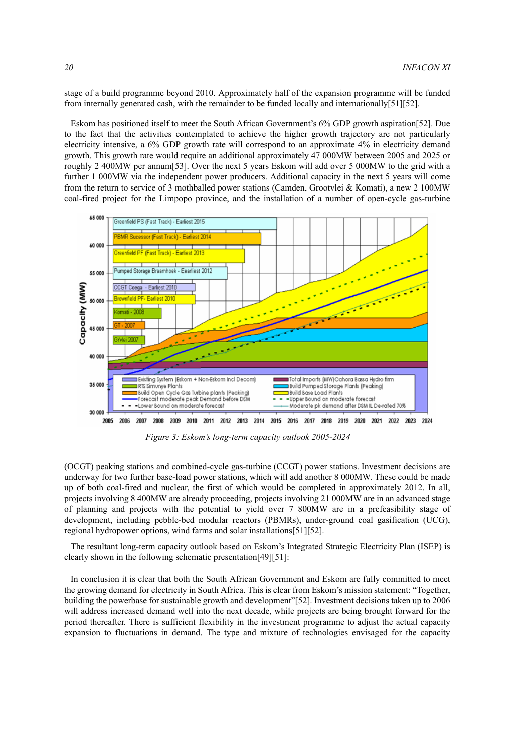stage of a build programme beyond 2010. Approximately half of the expansion programme will be funded from internally generated cash, with the remainder to be funded locally and internationally[51][52].

Eskom has positioned itself to meet the South African Government's 6% GDP growth aspiration[52]. Due to the fact that the activities contemplated to achieve the higher growth trajectory are not particularly electricity intensive, a 6% GDP growth rate will correspond to an approximate 4% in electricity demand growth. This growth rate would require an additional approximately 47 000MW between 2005 and 2025 or roughly 2 400MW per annum[53]. Over the next 5 years Eskom will add over 5 000MW to the grid with a further 1 000MW via the independent power producers. Additional capacity in the next 5 years will come from the return to service of 3 mothballed power stations (Camden, Grootvlei & Komati), a new 2 100MW coal-fired project for the Limpopo province, and the installation of a number of open-cycle gas-turbine

Greenfield PS (Fast Track) - Earliest 2015
PBMR Sucessor (Fast Track) - Earliest 2014
Greenfield PF (Fast Track) - Earliest 2013
Pumped Storage Braamhoek - Eearliest 2012
CCGT Coega - Earliest 2010
Brownfield PF- Earliest 2010
Komati - 2008
GT - 2007
GrVlei 2007

Capacity (MW)
65 000
60 000
55 000
50 000
45 000
40 000
35 000
30 000

2005 2006 2007 2008 2009 2010 2011 2012 2013 2014 2015 2016 2017 2018 2019 2020 2021 2022 2023 2024

Existing System (Eskom + Non-Eskom Incl Decom)
RTS Simunye Plants
Build Open Cycle Gas Turbine plants (Peaking)
Forecast moderate peak Demand before DSM
Lower Bound on moderate forecast
Total Imports (MW)Cahora Bassa Hydro firm
Build Pumped Storage Plants (Peaking)
Build Base Load Plants
Upper Bound on moderate forecast
Moderate pk demand after DSM IL De-rated 70%

*Figure 3: Eskom's long-term capacity outlook 2005-2024*

(OCGT) peaking stations and combined-cycle gas-turbine (CCGT) power stations. Investment decisions are underway for two further base-load power stations, which will add another 8 000MW. These could be made up of both coal-fired and nuclear, the first of which would be completed in approximately 2012. In all, projects involving 8 400MW are already proceeding, projects involving 21 000MW are in an advanced stage of planning and projects with the potential to yield over 7 800MW are in a prefeasibility stage of development, including pebble-bed modular reactors (PBMRs), under-ground coal gasification (UCG), regional hydropower options, wind farms and solar installations[51][52].

The resultant long-term capacity outlook based on Eskom's Integrated Strategic Electricity Plan (ISEP) is clearly shown in the following schematic presentation[49][51]:

In conclusion it is clear that both the South African Government and Eskom are fully committed to meet the growing demand for electricity in South Africa. This is clear from Eskom's mission statement: "Together, building the powerbase for sustainable growth and development"[52]. Investment decisions taken up to 2006 will address increased demand well into the next decade, while projects are being brought forward for the period thereafter. There is sufficient flexibility in the investment programme to adjust the actual capacity expansion to fluctuations in demand. The type and mixture of technologies envisaged for the capacity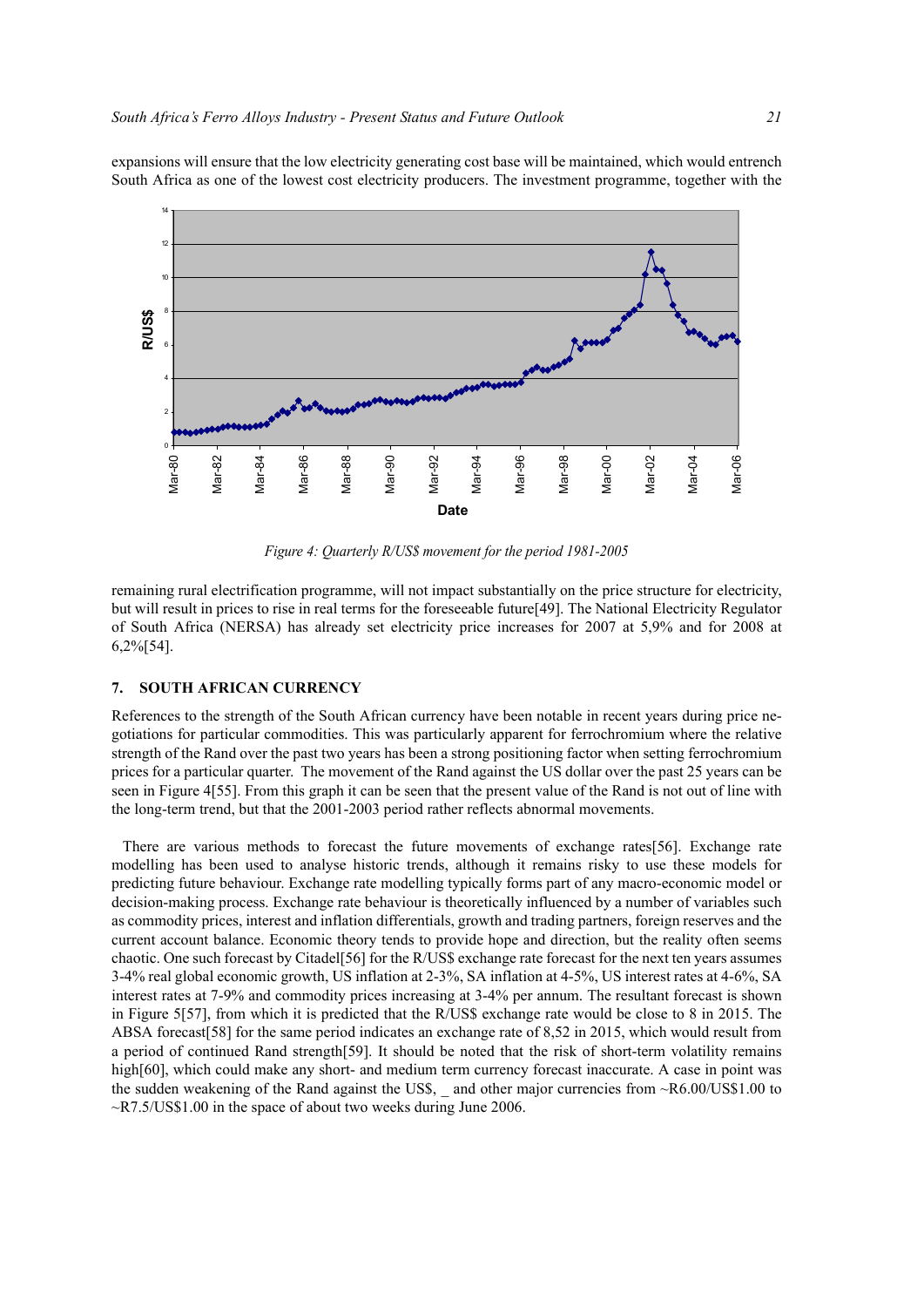expansions will ensure that the low electricity generating cost base will be maintained, which would entrench South Africa as one of the lowest cost electricity producers. The investment programme, together with the remaining rural electrification programme, will not impact substantially on the price structure for electricity, but will result in prices to rise in real terms for the foreseeable future[49]. The National Electricity Regulator of South Africa (NERSA) has already set electricity price increases for 2007 at 5,9% and for 2008 at 6,2%[54].

*Figure 4: Quarterly R/US$ movement for the period 1981-2005*

## 7. SOUTH AFRICAN CURRENCY

References to the strength of the South African currency have been notable in recent years during price negotiations for particular commodities. This was particularly apparent for ferrochromium where the relative strength of the Rand over the past two years has been a strong positioning factor when setting ferrochromium prices for a particular quarter. The movement of the Rand against the US dollar over the past 25 years can be seen in Figure 4[55]. From this graph it can be seen that the present value of the Rand is not out of line with the long-term trend, but that the 2001-2003 period rather reflects abnormal movements.

There are various methods to forecast the future movements of exchange rates[56]. Exchange rate modelling has been used to analyse historic trends, although it remains risky to use these models for predicting future behaviour. Exchange rate modelling typically forms part of any macro-economic model or decision-making process. Exchange rate behaviour is theoretically influenced by a number of variables such as commodity prices, interest and inflation differentials, growth and trading partners, foreign reserves and the current account balance. Economic theory tends to provide hope and direction, but the reality often seems chaotic. One such forecast by Citadel[56] for the R/US$ exchange rate forecast for the next ten years assumes 3-4% real global economic growth, US inflation at 2-3%, SA inflation at 4-5%, US interest rates at 4-6%, SA interest rates at 7-9% and commodity prices increasing at 3-4% per annum. The resultant forecast is shown in Figure 5[57], from which it is predicted that the R/US$ exchange rate would be close to 8 in 2015. The ABSA forecast[58] for the same period indicates an exchange rate of 8,52 in 2015, which would result from a period of continued Rand strength[59]. It should be noted that the risk of short-term volatility remains high[60], which could make any short- and medium term currency forecast inaccurate. A case in point was the sudden weakening of the Rand against the US$, _ and other major currencies from ~R6.00/US$1.00 to ~R7.5/US$1.00 in the space of about two weeks during June 2006.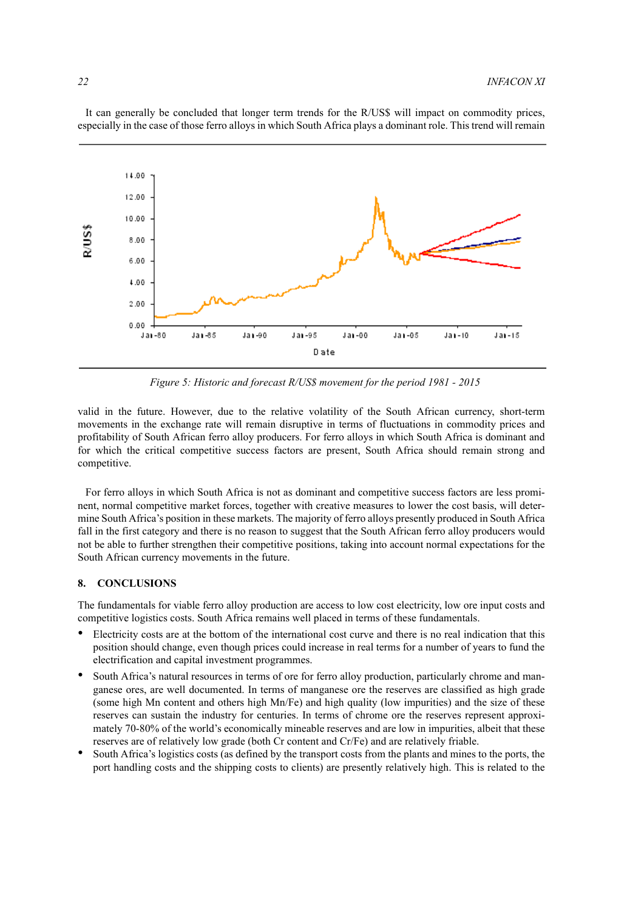It can generally be concluded that longer term trends for the R/US$ will impact on commodity prices, especially in the case of those ferro alloys in which South Africa plays a dominant role. This trend will remain valid in the future. However, due to the relative volatility of the South African currency, short-term movements in the exchange rate will remain disruptive in terms of fluctuations in commodity prices and profitability of South African ferro alloy producers. For ferro alloys in which South Africa is dominant and for which the critical competitive success factors are present, South Africa should remain strong and competitive.

*Figure 5: Historic and forecast R/US$ movement for the period 1981 - 2015*

For ferro alloys in which South Africa is not as dominant and competitive success factors are less prominent, normal competitive market forces, together with creative measures to lower the cost basis, will determine South Africa's position in these markets. The majority of ferro alloys presently produced in South Africa fall in the first category and there is no reason to suggest that the South African ferro alloy producers would not be able to further strengthen their competitive positions, taking into account normal expectations for the South African currency movements in the future.

## 8. CONCLUSIONS

The fundamentals for viable ferro alloy production are access to low cost electricity, low ore input costs and competitive logistics costs. South Africa remains well placed in terms of these fundamentals.

- Electricity costs are at the bottom of the international cost curve and there is no real indication that this position should change, even though prices could increase in real terms for a number of years to fund the electrification and capital investment programmes.
- South Africa's natural resources in terms of ore for ferro alloy production, particularly chrome and manganese ores, are well documented. In terms of manganese ore the reserves are classified as high grade (some high Mn content and others high Mn/Fe) and high quality (low impurities) and the size of these reserves can sustain the industry for centuries. In terms of chrome ore the reserves represent approximately 70-80% of the world's economically mineable reserves and are low in impurities, albeit that these reserves are of relatively low grade (both Cr content and Cr/Fe) and are relatively friable.
- South Africa's logistics costs (as defined by the transport costs from the plants and mines to the ports, the port handling costs and the shipping costs to clients) are presently relatively high. This is related to the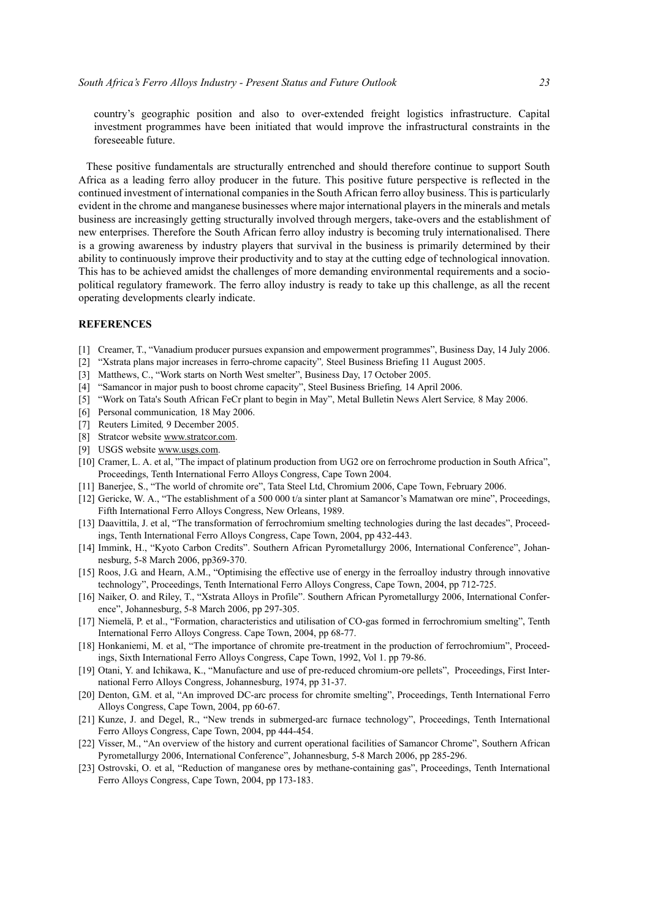country's geographic position and also to over-extended freight logistics infrastructure. Capital investment programmes have been initiated that would improve the infrastructural constraints in the foreseeable future.

These positive fundamentals are structurally entrenched and should therefore continue to support South Africa as a leading ferro alloy producer in the future. This positive future perspective is reflected in the continued investment of international companies in the South African ferro alloy business. This is particularly evident in the chrome and manganese businesses where major international players in the minerals and metals business are increasingly getting structurally involved through mergers, take-overs and the establishment of new enterprises. Therefore the South African ferro alloy industry is becoming truly internationalised. There is a growing awareness by industry players that survival in the business is primarily determined by their ability to continuously improve their productivity and to stay at the cutting edge of technological innovation. This has to be achieved amidst the challenges of more demanding environmental requirements and a socio-political regulatory framework. The ferro alloy industry is ready to take up this challenge, as all the recent operating developments clearly indicate.

## REFERENCES

[1] Creamer, T., "Vanadium producer pursues expansion and empowerment programmes", Business Day, 14 July 2006.

[2] "Xstrata plans major increases in ferro-chrome capacity", Steel Business Briefing 11 August 2005.

[3] Matthews, C., "Work starts on North West smelter", Business Day, 17 October 2005.

[4] "Samancor in major push to boost chrome capacity", Steel Business Briefing, 14 April 2006.

[5] "Work on Tata's South African FeCr plant to begin in May", Metal Bulletin News Alert Service, 8 May 2006.

[6] Personal communication, 18 May 2006.

[7] Reuters Limited, 9 December 2005.

[8] Stratcor website www.stratcor.com.

[9] USGS website www.usgs.com.

[10] Cramer, L. A. et al, "The impact of platinum production from UG2 ore on ferrochrome production in South Africa", Proceedings, Tenth International Ferro Alloys Congress, Cape Town 2004.

[11] Banerjee, S., "The world of chromite ore", Tata Steel Ltd, Chromium 2006, Cape Town, February 2006.

[12] Gericke, W. A., "The establishment of a 500 000 t/a sinter plant at Samancor's Mamatwan ore mine", Proceedings, Fifth International Ferro Alloys Congress, New Orleans, 1989.

[13] Daavittila, J. et al, "The transformation of ferrochromium smelting technologies during the last decades", Proceedings, Tenth International Ferro Alloys Congress, Cape Town, 2004, pp 432-443.

[14] Immink, H., "Kyoto Carbon Credits". Southern African Pyrometallurgy 2006, International Conference", Johannesburg, 5-8 March 2006, pp369-370.

[15] Roos, J.G. and Hearn, A.M., "Optimising the effective use of energy in the ferroalloy industry through innovative technology", Proceedings, Tenth International Ferro Alloys Congress, Cape Town, 2004, pp 712-725.

[16] Naiker, O. and Riley, T., "Xstrata Alloys in Profile". Southern African Pyrometallurgy 2006, International Conference", Johannesburg, 5-8 March 2006, pp 297-305.

[17] Niemelä, P. et al., "Formation, characteristics and utilisation of CO-gas formed in ferrochromium smelting", Tenth International Ferro Alloys Congress. Cape Town, 2004, pp 68-77.

[18] Honkaniemi, M. et al, "The importance of chromite pre-treatment in the production of ferrochromium", Proceedings, Sixth International Ferro Alloys Congress, Cape Town, 1992, Vol 1. pp 79-86.

[19] Otani, Y. and Ichikawa, K., "Manufacture and use of pre-reduced chromium-ore pellets", Proceedings, First International Ferro Alloys Congress, Johannesburg, 1974, pp 31-37.

[20] Denton, G.M. et al, "An improved DC-arc process for chromite smelting", Proceedings, Tenth International Ferro Alloys Congress, Cape Town, 2004, pp 60-67.

[21] Kunze, J. and Degel, R., "New trends in submerged-arc furnace technology", Proceedings, Tenth International Ferro Alloys Congress, Cape Town, 2004, pp 444-454.

[22] Visser, M., "An overview of the history and current operational facilities of Samancor Chrome", Southern African Pyrometallurgy 2006, International Conference", Johannesburg, 5-8 March 2006, pp 285-296.

[23] Ostrovski, O. et al, "Reduction of manganese ores by methane-containing gas", Proceedings, Tenth International Ferro Alloys Congress, Cape Town, 2004, pp 173-183.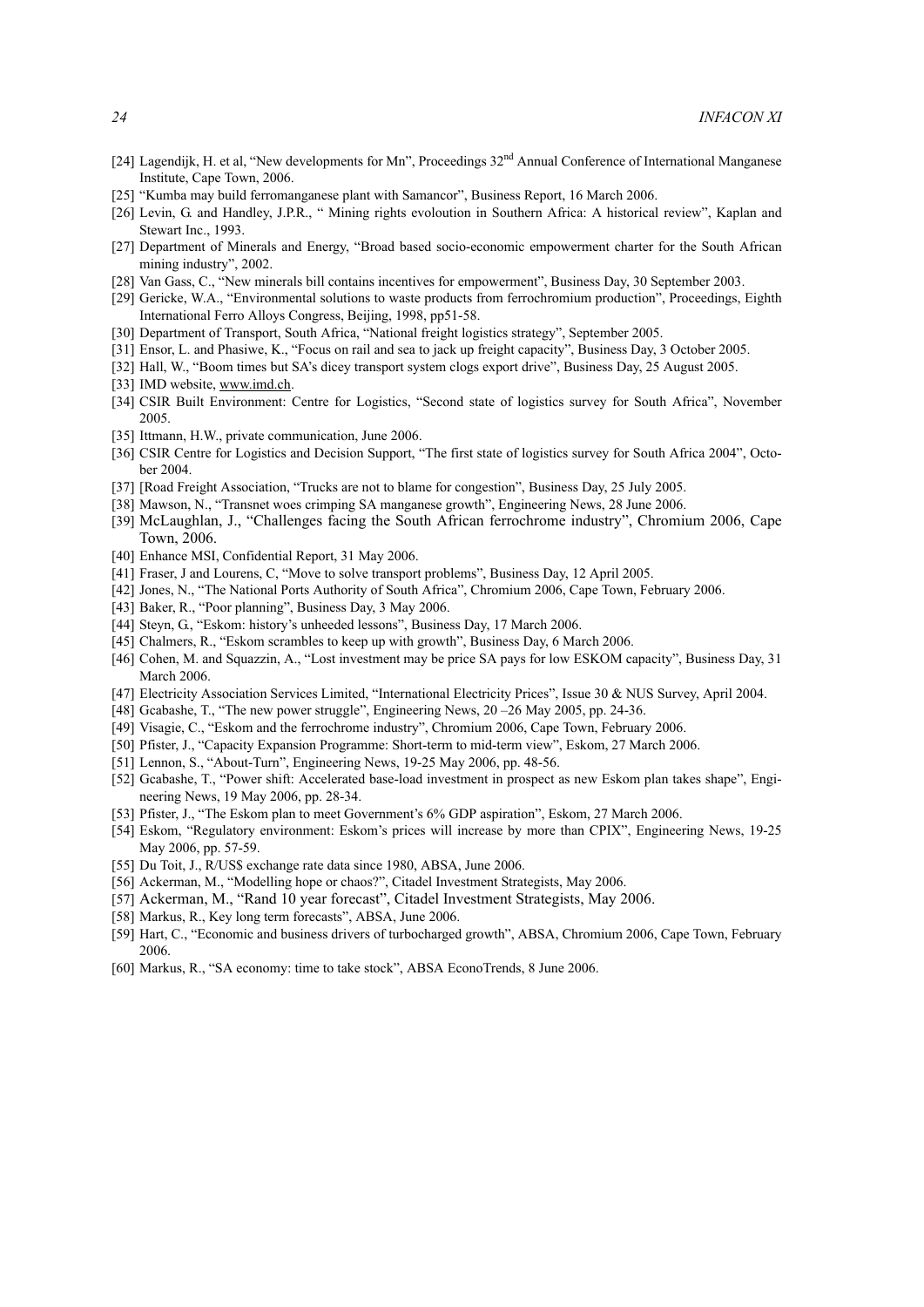[24] Lagendijk, H. et al, "New developments for Mn", Proceedings 32nd Annual Conference of International Manganese Institute, Cape Town, 2006.

[25] "Kumba may build ferromanganese plant with Samancor", Business Report, 16 March 2006.

[26] Levin, G. and Handley, J.P.R., " Mining rights evoloution in Southern Africa: A historical review", Kaplan and Stewart Inc., 1993.

[27] Department of Minerals and Energy, "Broad based socio-economic empowerment charter for the South African mining industry", 2002.

[28] Van Gass, C., "New minerals bill contains incentives for empowerment", Business Day, 30 September 2003.

[29] Gericke, W.A., "Environmental solutions to waste products from ferrochromium production", Proceedings, Eighth International Ferro Alloys Congress, Beijing, 1998, pp51-58.

[30] Department of Transport, South Africa, "National freight logistics strategy", September 2005.

[31] Ensor, L. and Phasiwe, K., "Focus on rail and sea to jack up freight capacity", Business Day, 3 October 2005.

[32] Hall, W., "Boom times but SA's dicey transport system clogs export drive", Business Day, 25 August 2005.

[33] IMD website, www.imd.ch.

[34] CSIR Built Environment: Centre for Logistics, "Second state of logistics survey for South Africa", November 2005.

[35] Ittmann, H.W., private communication, June 2006.

[36] CSIR Centre for Logistics and Decision Support, "The first state of logistics survey for South Africa 2004", October 2004.

[37] [Road Freight Association, "Trucks are not to blame for congestion", Business Day, 25 July 2005.

[38] Mawson, N., "Transnet woes crimping SA manganese growth", Engineering News, 28 June 2006.

[39] McLaughlan, J., "Challenges facing the South African ferrochrome industry", Chromium 2006, Cape Town, 2006.

[40] Enhance MSI, Confidential Report, 31 May 2006.

[41] Fraser, J and Lourens, C, "Move to solve transport problems", Business Day, 12 April 2005.

[42] Jones, N., "The National Ports Authority of South Africa", Chromium 2006, Cape Town, February 2006.

[43] Baker, R., "Poor planning", Business Day, 3 May 2006.

[44] Steyn, G., "Eskom: history's unheeded lessons", Business Day, 17 March 2006.

[45] Chalmers, R., "Eskom scrambles to keep up with growth", Business Day, 6 March 2006.

[46] Cohen, M. and Squazzin, A., "Lost investment may be price SA pays for low ESKOM capacity", Business Day, 31 March 2006.

[47] Electricity Association Services Limited, "International Electricity Prices", Issue 30 & NUS Survey, April 2004.

[48] Gcabashe, T., "The new power struggle", Engineering News, 20 –26 May 2005, pp. 24-36.

[49] Visagie, C., "Eskom and the ferrochrome industry", Chromium 2006, Cape Town, February 2006.

[50] Pfister, J., "Capacity Expansion Programme: Short-term to mid-term view", Eskom, 27 March 2006.

[51] Lennon, S., "About-Turn", Engineering News, 19-25 May 2006, pp. 48-56.

[52] Gcabashe, T., "Power shift: Accelerated base-load investment in prospect as new Eskom plan takes shape", Engineering News, 19 May 2006, pp. 28-34.

[53] Pfister, J., "The Eskom plan to meet Government's 6% GDP aspiration", Eskom, 27 March 2006.

[54] Eskom, "Regulatory environment: Eskom's prices will increase by more than CPIX", Engineering News, 19-25 May 2006, pp. 57-59.

[55] Du Toit, J., R/US$ exchange rate data since 1980, ABSA, June 2006.

[56] Ackerman, M., "Modelling hope or chaos?", Citadel Investment Strategists, May 2006.

[57] Ackerman, M., "Rand 10 year forecast", Citadel Investment Strategists, May 2006.

[58] Markus, R., Key long term forecasts", ABSA, June 2006.

[59] Hart, C., "Economic and business drivers of turbocharged growth", ABSA, Chromium 2006, Cape Town, February 2006.

[60] Markus, R., "SA economy: time to take stock", ABSA EconoTrends, 8 June 2006.